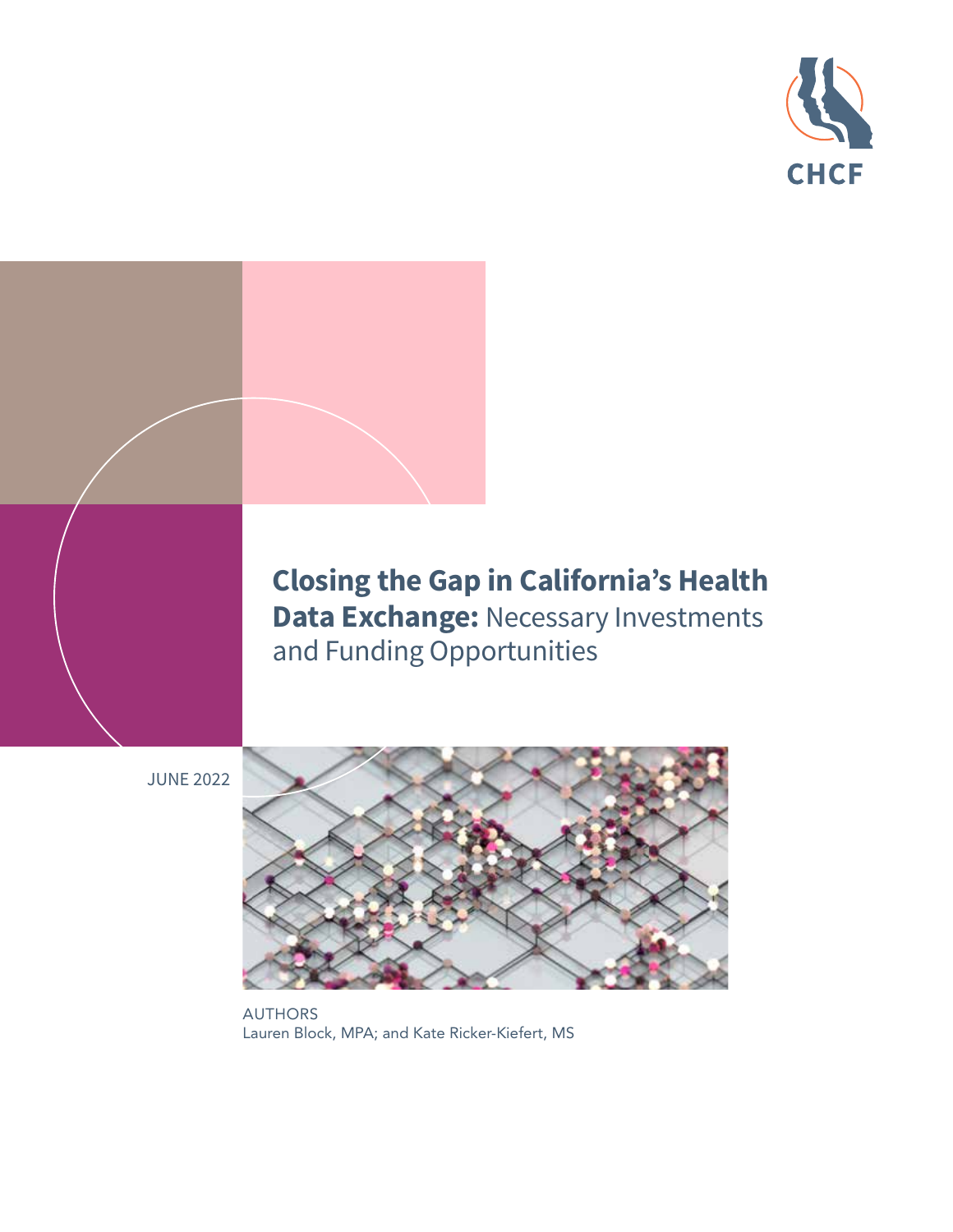CHCF

# Closing the Gap in California's Health Data Exchange: Necessary Investments and Funding Opportunities

JUNE 2022

AUTHORS
Lauren Block, MPA; and Kate Ricker-Kiefert, MS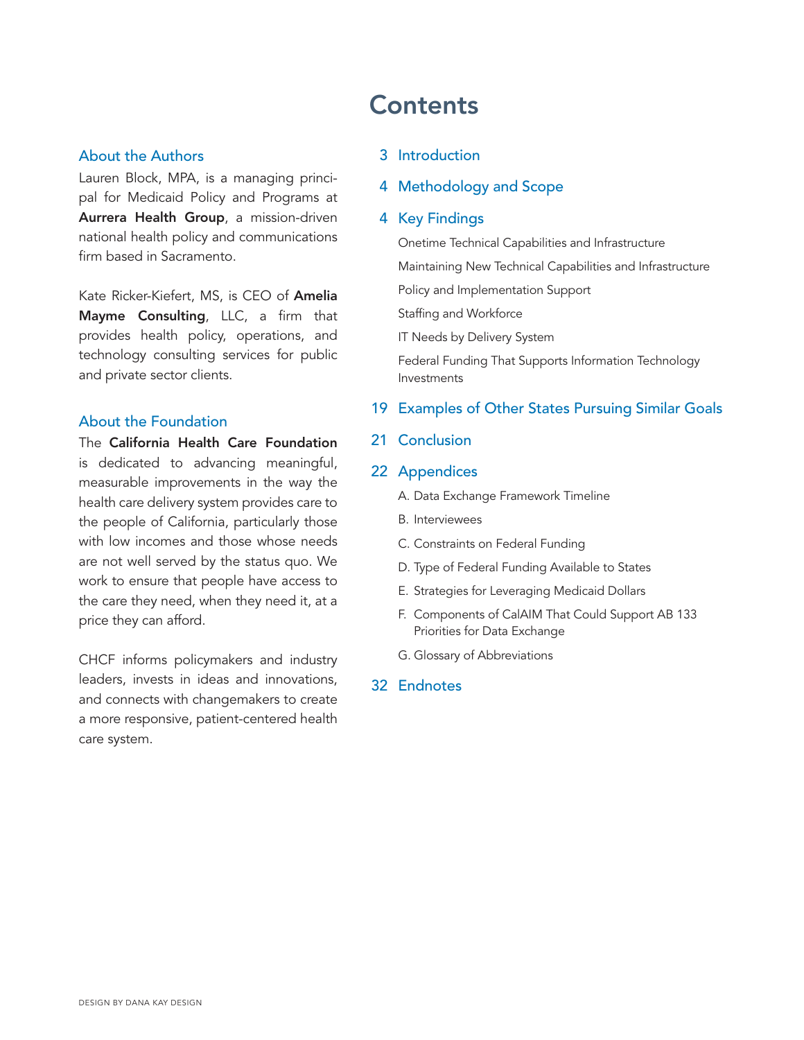### About the Authors

Lauren Block, MPA, is a managing principal for Medicaid Policy and Programs at **Aurrera Health Group**, a mission-driven national health policy and communications firm based in Sacramento.

Kate Ricker-Kiefert, MS, is CEO of **Amelia Mayme Consulting**, LLC, a firm that provides health policy, operations, and technology consulting services for public and private sector clients.

### About the Foundation

The **California Health Care Foundation** is dedicated to advancing meaningful, measurable improvements in the way the health care delivery system provides care to the people of California, particularly those with low incomes and those whose needs are not well served by the status quo. We work to ensure that people have access to the care they need, when they need it, at a price they can afford.

CHCF informs policymakers and industry leaders, invests in ideas and innovations, and connects with changemakers to create a more responsive, patient-centered health care system.

# Contents

3 Introduction

4 Methodology and Scope

4 Key Findings

- Onetime Technical Capabilities and Infrastructure
- Maintaining New Technical Capabilities and Infrastructure
- Policy and Implementation Support
- Staffing and Workforce
- IT Needs by Delivery System
- Federal Funding That Supports Information Technology Investments

19 Examples of Other States Pursuing Similar Goals

21 Conclusion

22 Appendices

- A. Data Exchange Framework Timeline
- B. Interviewees
- C. Constraints on Federal Funding
- D. Type of Federal Funding Available to States
- E. Strategies for Leveraging Medicaid Dollars
- F. Components of CalAIM That Could Support AB 133 Priorities for Data Exchange
- G. Glossary of Abbreviations

32 Endnotes

DESIGN BY DANA KAY DESIGN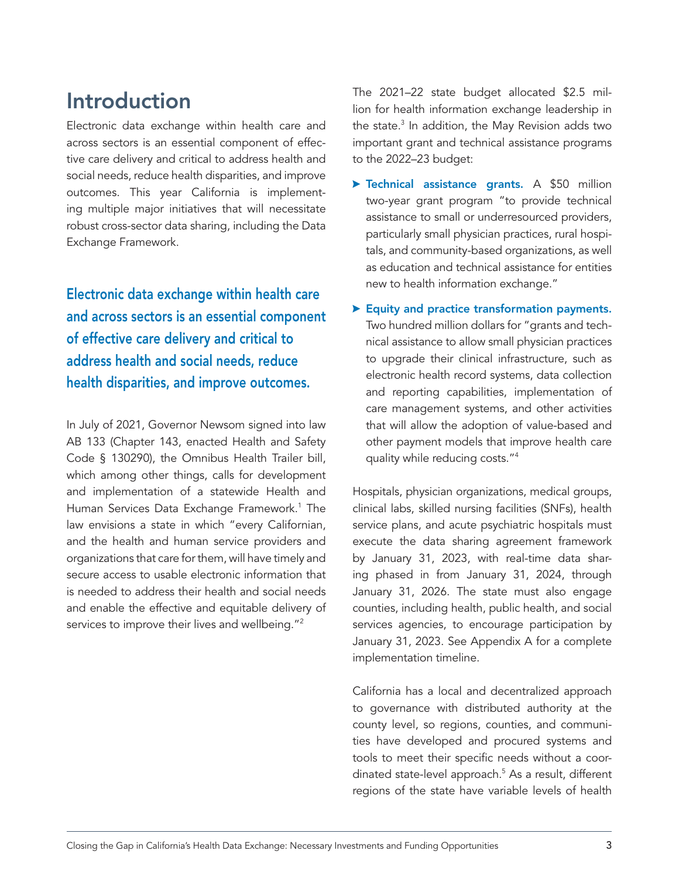# Introduction

Electronic data exchange within health care and across sectors is an essential component of effective care delivery and critical to address health and social needs, reduce health disparities, and improve outcomes. This year California is implementing multiple major initiatives that will necessitate robust cross-sector data sharing, including the Data Exchange Framework.

**Electronic data exchange within health care and across sectors is an essential component of effective care delivery and critical to address health and social needs, reduce health disparities, and improve outcomes.**

In July of 2021, Governor Newsom signed into law AB 133 (Chapter 143, enacted Health and Safety Code § 130290), the Omnibus Health Trailer bill, which among other things, calls for development and implementation of a statewide Health and Human Services Data Exchange Framework.[1] The law envisions a state in which "every Californian, and the health and human service providers and organizations that care for them, will have timely and secure access to usable electronic information that is needed to address their health and social needs and enable the effective and equitable delivery of services to improve their lives and wellbeing."[2]

The 2021–22 state budget allocated $2.5 million for health information exchange leadership in the state.[3] In addition, the May Revision adds two important grant and technical assistance programs to the 2022–23 budget:

- **Technical assistance grants.** A $50 million two-year grant program "to provide technical assistance to small or underresourced providers, particularly small physician practices, rural hospitals, and community-based organizations, as well as education and technical assistance for entities new to health information exchange."
- **Equity and practice transformation payments.** Two hundred million dollars for "grants and technical assistance to allow small physician practices to upgrade their clinical infrastructure, such as electronic health record systems, data collection and reporting capabilities, implementation of care management systems, and other activities that will allow the adoption of value-based and other payment models that improve health care quality while reducing costs."[4]

Hospitals, physician organizations, medical groups, clinical labs, skilled nursing facilities (SNFs), health service plans, and acute psychiatric hospitals must execute the data sharing agreement framework by January 31, 2023, with real-time data sharing phased in from January 31, 2024, through January 31, 2026. The state must also engage counties, including health, public health, and social services agencies, to encourage participation by January 31, 2023. See Appendix A for a complete implementation timeline.

California has a local and decentralized approach to governance with distributed authority at the county level, so regions, counties, and communities have developed and procured systems and tools to meet their specific needs without a coordinated state-level approach.[5] As a result, different regions of the state have variable levels of health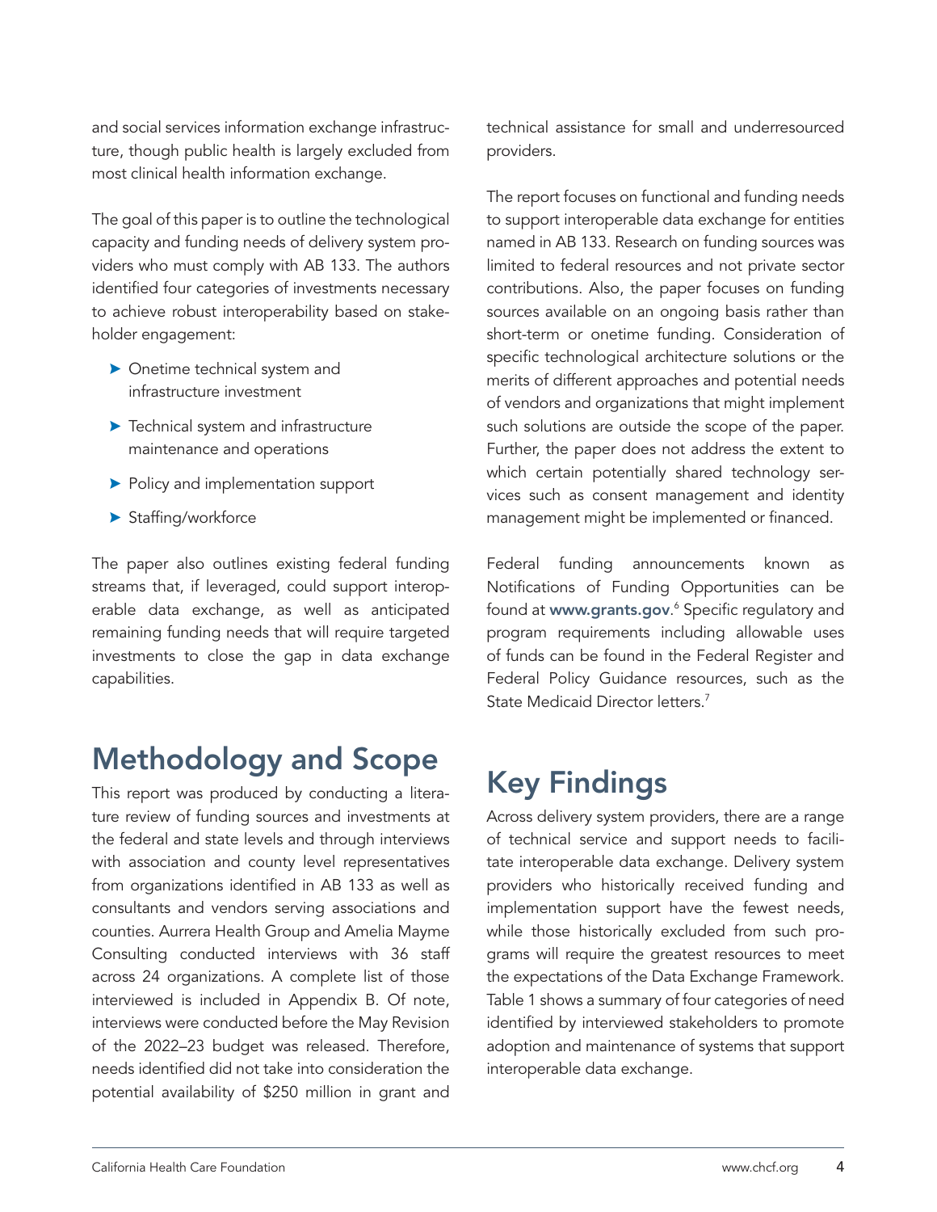and social services information exchange infrastructure, though public health is largely excluded from most clinical health information exchange.

The goal of this paper is to outline the technological capacity and funding needs of delivery system providers who must comply with AB 133. The authors identified four categories of investments necessary to achieve robust interoperability based on stakeholder engagement:

- Onetime technical system and infrastructure investment
- Technical system and infrastructure maintenance and operations
- Policy and implementation support
- Staffing/workforce

The paper also outlines existing federal funding streams that, if leveraged, could support interoperable data exchange, as well as anticipated remaining funding needs that will require targeted investments to close the gap in data exchange capabilities.

## Methodology and Scope

This report was produced by conducting a literature review of funding sources and investments at the federal and state levels and through interviews with association and county level representatives from organizations identified in AB 133 as well as consultants and vendors serving associations and counties. Aurrera Health Group and Amelia Mayme Consulting conducted interviews with 36 staff across 24 organizations. A complete list of those interviewed is included in Appendix B. Of note, interviews were conducted before the May Revision of the 2022–23 budget was released. Therefore, needs identified did not take into consideration the potential availability of $250 million in grant and technical assistance for small and underresourced providers.

The report focuses on functional and funding needs to support interoperable data exchange for entities named in AB 133. Research on funding sources was limited to federal resources and not private sector contributions. Also, the paper focuses on funding sources available on an ongoing basis rather than short-term or onetime funding. Consideration of specific technological architecture solutions or the merits of different approaches and potential needs of vendors and organizations that might implement such solutions are outside the scope of the paper. Further, the paper does not address the extent to which certain potentially shared technology services such as consent management and identity management might be implemented or financed.

Federal funding announcements known as Notifications of Funding Opportunities can be found at **www.grants.gov**.[6] Specific regulatory and program requirements including allowable uses of funds can be found in the Federal Register and Federal Policy Guidance resources, such as the State Medicaid Director letters.[7]

## Key Findings

Across delivery system providers, there are a range of technical service and support needs to facilitate interoperable data exchange. Delivery system providers who historically received funding and implementation support have the fewest needs, while those historically excluded from such programs will require the greatest resources to meet the expectations of the Data Exchange Framework. Table 1 shows a summary of four categories of need identified by interviewed stakeholders to promote adoption and maintenance of systems that support interoperable data exchange.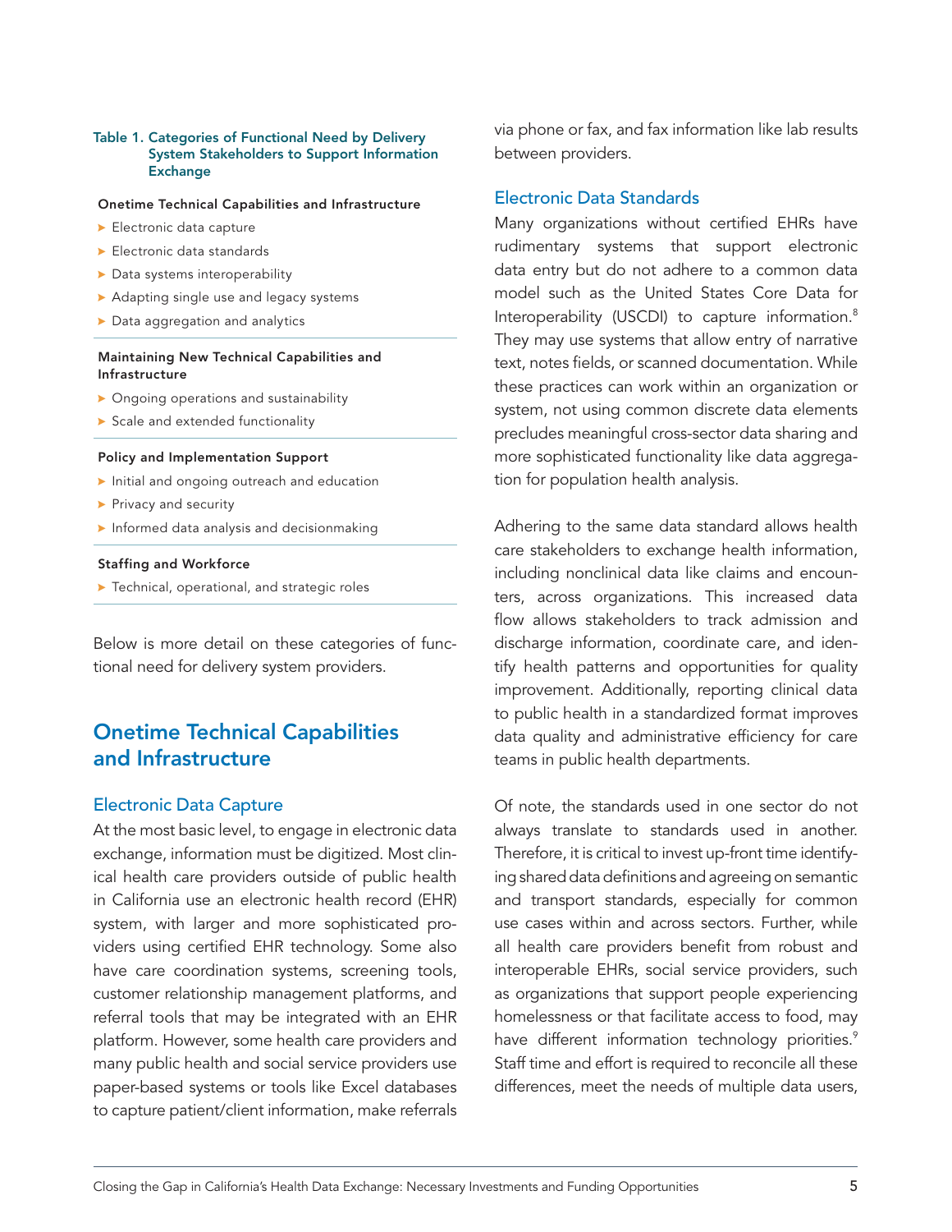**Table 1. Categories of Functional Need by Delivery System Stakeholders to Support Information Exchange**

**Onetime Technical Capabilities and Infrastructure**

- Electronic data capture
- Electronic data standards
- Data systems interoperability
- Adapting single use and legacy systems
- Data aggregation and analytics

**Maintaining New Technical Capabilities and Infrastructure**

- Ongoing operations and sustainability
- Scale and extended functionality

**Policy and Implementation Support**

- Initial and ongoing outreach and education
- Privacy and security
- Informed data analysis and decisionmaking

**Staffing and Workforce**

- Technical, operational, and strategic roles

Below is more detail on these categories of functional need for delivery system providers.

## Onetime Technical Capabilities and Infrastructure

### Electronic Data Capture

At the most basic level, to engage in electronic data exchange, information must be digitized. Most clinical health care providers outside of public health in California use an electronic health record (EHR) system, with larger and more sophisticated providers using certified EHR technology. Some also have care coordination systems, screening tools, customer relationship management platforms, and referral tools that may be integrated with an EHR platform. However, some health care providers and many public health and social service providers use paper-based systems or tools like Excel databases to capture patient/client information, make referrals via phone or fax, and fax information like lab results between providers.

### Electronic Data Standards

Many organizations without certified EHRs have rudimentary systems that support electronic data entry but do not adhere to a common data model such as the United States Core Data for Interoperability (USCDI) to capture information.[8] They may use systems that allow entry of narrative text, notes fields, or scanned documentation. While these practices can work within an organization or system, not using common discrete data elements precludes meaningful cross-sector data sharing and more sophisticated functionality like data aggregation for population health analysis.

Adhering to the same data standard allows health care stakeholders to exchange health information, including nonclinical data like claims and encounters, across organizations. This increased data flow allows stakeholders to track admission and discharge information, coordinate care, and identify health patterns and opportunities for quality improvement. Additionally, reporting clinical data to public health in a standardized format improves data quality and administrative efficiency for care teams in public health departments.

Of note, the standards used in one sector do not always translate to standards used in another. Therefore, it is critical to invest up-front time identifying shared data definitions and agreeing on semantic and transport standards, especially for common use cases within and across sectors. Further, while all health care providers benefit from robust and interoperable EHRs, social service providers, such as organizations that support people experiencing homelessness or that facilitate access to food, may have different information technology priorities.[9] Staff time and effort is required to reconcile all these differences, meet the needs of multiple data users,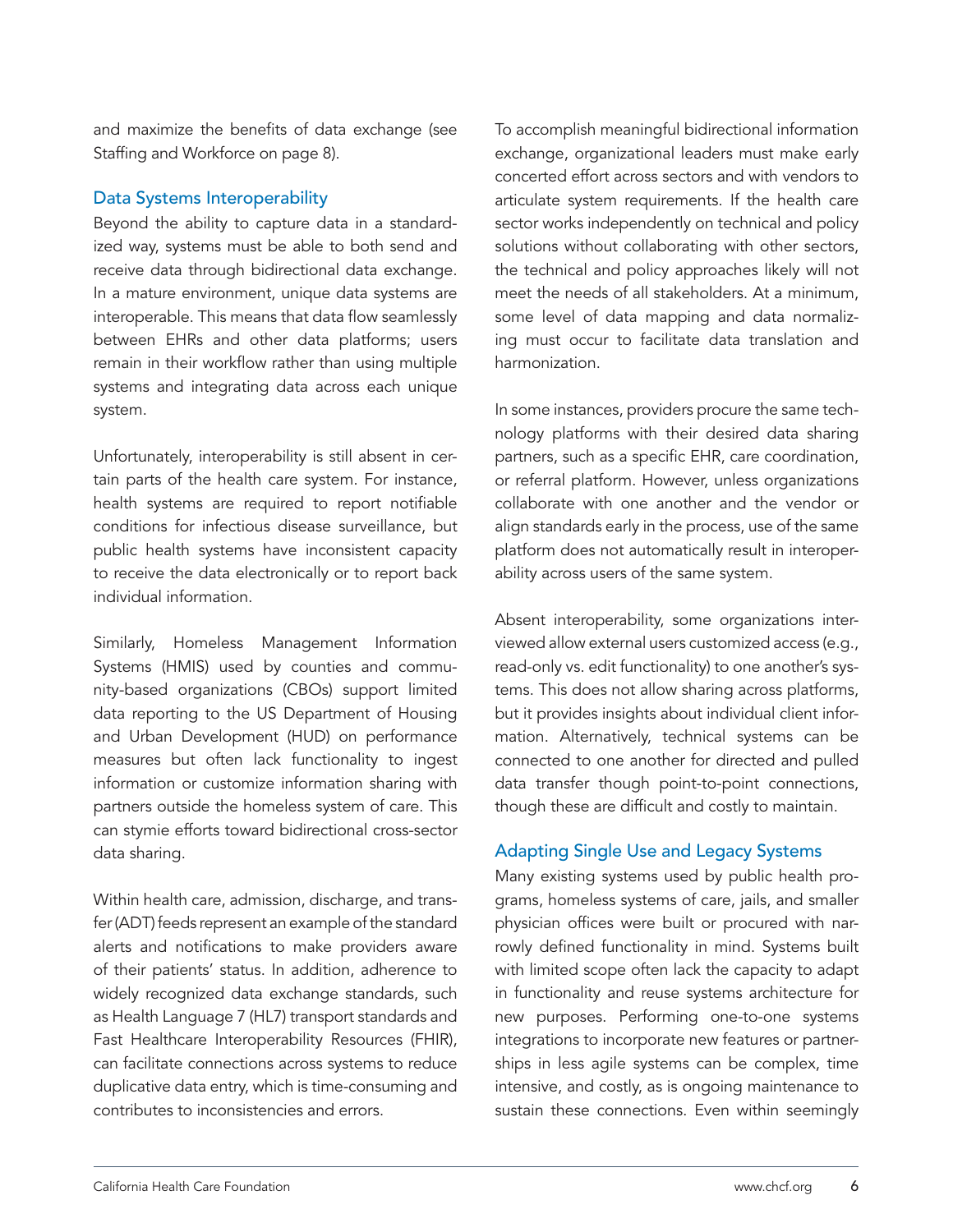and maximize the benefits of data exchange (see Staffing and Workforce on page 8).

### Data Systems Interoperability

Beyond the ability to capture data in a standardized way, systems must be able to both send and receive data through bidirectional data exchange. In a mature environment, unique data systems are interoperable. This means that data flow seamlessly between EHRs and other data platforms; users remain in their workflow rather than using multiple systems and integrating data across each unique system.

Unfortunately, interoperability is still absent in certain parts of the health care system. For instance, health systems are required to report notifiable conditions for infectious disease surveillance, but public health systems have inconsistent capacity to receive the data electronically or to report back individual information.

Similarly, Homeless Management Information Systems (HMIS) used by counties and community-based organizations (CBOs) support limited data reporting to the US Department of Housing and Urban Development (HUD) on performance measures but often lack functionality to ingest information or customize information sharing with partners outside the homeless system of care. This can stymie efforts toward bidirectional cross-sector data sharing.

Within health care, admission, discharge, and transfer (ADT) feeds represent an example of the standard alerts and notifications to make providers aware of their patients' status. In addition, adherence to widely recognized data exchange standards, such as Health Language 7 (HL7) transport standards and Fast Healthcare Interoperability Resources (FHIR), can facilitate connections across systems to reduce duplicative data entry, which is time-consuming and contributes to inconsistencies and errors.

To accomplish meaningful bidirectional information exchange, organizational leaders must make early concerted effort across sectors and with vendors to articulate system requirements. If the health care sector works independently on technical and policy solutions without collaborating with other sectors, the technical and policy approaches likely will not meet the needs of all stakeholders. At a minimum, some level of data mapping and data normalizing must occur to facilitate data translation and harmonization.

In some instances, providers procure the same technology platforms with their desired data sharing partners, such as a specific EHR, care coordination, or referral platform. However, unless organizations collaborate with one another and the vendor or align standards early in the process, use of the same platform does not automatically result in interoperability across users of the same system.

Absent interoperability, some organizations interviewed allow external users customized access (e.g., read-only vs. edit functionality) to one another's systems. This does not allow sharing across platforms, but it provides insights about individual client information. Alternatively, technical systems can be connected to one another for directed and pulled data transfer though point-to-point connections, though these are difficult and costly to maintain.

### Adapting Single Use and Legacy Systems

Many existing systems used by public health programs, homeless systems of care, jails, and smaller physician offices were built or procured with narrowly defined functionality in mind. Systems built with limited scope often lack the capacity to adapt in functionality and reuse systems architecture for new purposes. Performing one-to-one systems integrations to incorporate new features or partnerships in less agile systems can be complex, time intensive, and costly, as is ongoing maintenance to sustain these connections. Even within seemingly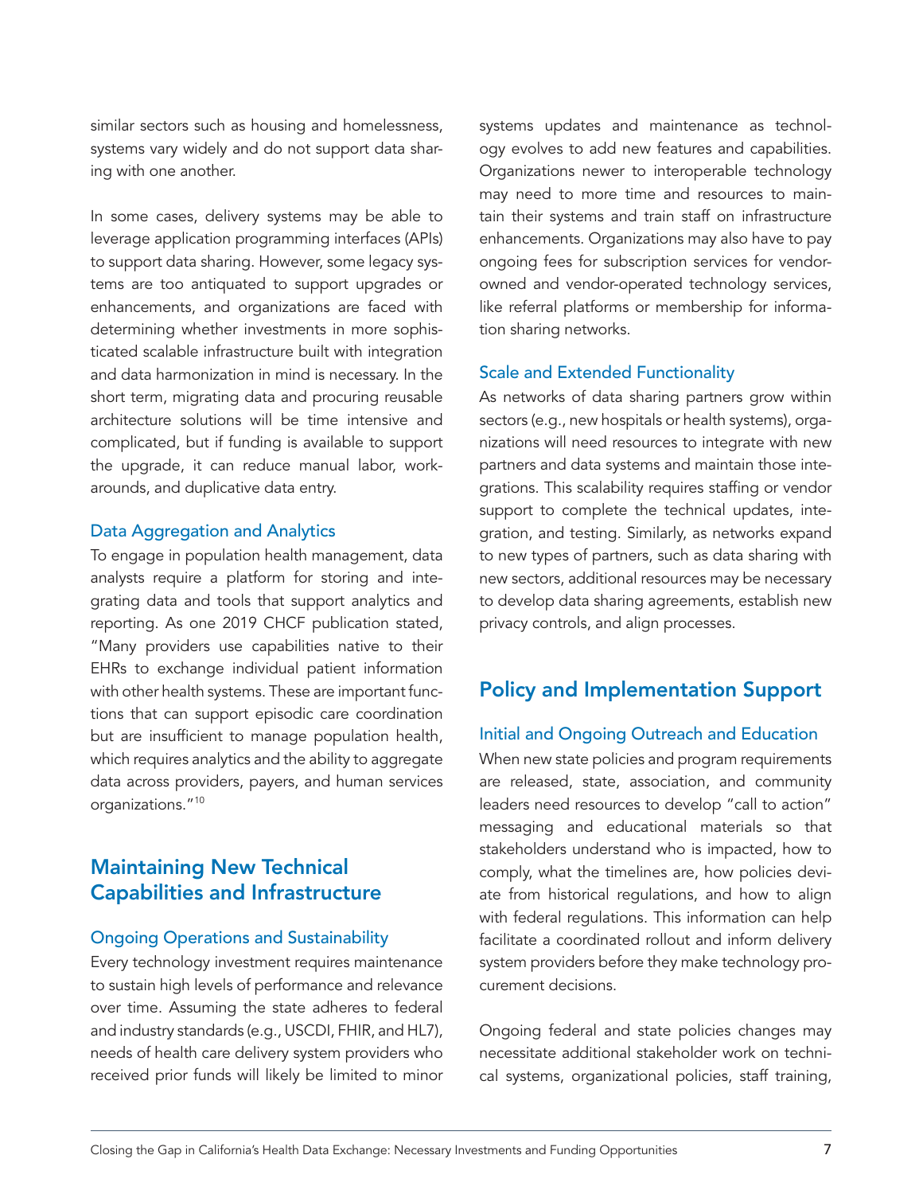similar sectors such as housing and homelessness, systems vary widely and do not support data sharing with one another.

In some cases, delivery systems may be able to leverage application programming interfaces (APIs) to support data sharing. However, some legacy systems are too antiquated to support upgrades or enhancements, and organizations are faced with determining whether investments in more sophisticated scalable infrastructure built with integration and data harmonization in mind is necessary. In the short term, migrating data and procuring reusable architecture solutions will be time intensive and complicated, but if funding is available to support the upgrade, it can reduce manual labor, workarounds, and duplicative data entry.

### Data Aggregation and Analytics

To engage in population health management, data analysts require a platform for storing and integrating data and tools that support analytics and reporting. As one 2019 CHCF publication stated, "Many providers use capabilities native to their EHRs to exchange individual patient information with other health systems. These are important functions that can support episodic care coordination but are insufficient to manage population health, which requires analytics and the ability to aggregate data across providers, payers, and human services organizations."[10]

## Maintaining New Technical Capabilities and Infrastructure

### Ongoing Operations and Sustainability

Every technology investment requires maintenance to sustain high levels of performance and relevance over time. Assuming the state adheres to federal and industry standards (e.g., USCDI, FHIR, and HL7), needs of health care delivery system providers who received prior funds will likely be limited to minor systems updates and maintenance as technology evolves to add new features and capabilities. Organizations newer to interoperable technology may need to more time and resources to maintain their systems and train staff on infrastructure enhancements. Organizations may also have to pay ongoing fees for subscription services for vendor-owned and vendor-operated technology services, like referral platforms or membership for information sharing networks.

### Scale and Extended Functionality

As networks of data sharing partners grow within sectors (e.g., new hospitals or health systems), organizations will need resources to integrate with new partners and data systems and maintain those integrations. This scalability requires staffing or vendor support to complete the technical updates, integration, and testing. Similarly, as networks expand to new types of partners, such as data sharing with new sectors, additional resources may be necessary to develop data sharing agreements, establish new privacy controls, and align processes.

## Policy and Implementation Support

### Initial and Ongoing Outreach and Education

When new state policies and program requirements are released, state, association, and community leaders need resources to develop "call to action" messaging and educational materials so that stakeholders understand who is impacted, how to comply, what the timelines are, how policies deviate from historical regulations, and how to align with federal regulations. This information can help facilitate a coordinated rollout and inform delivery system providers before they make technology procurement decisions.

Ongoing federal and state policies changes may necessitate additional stakeholder work on technical systems, organizational policies, staff training,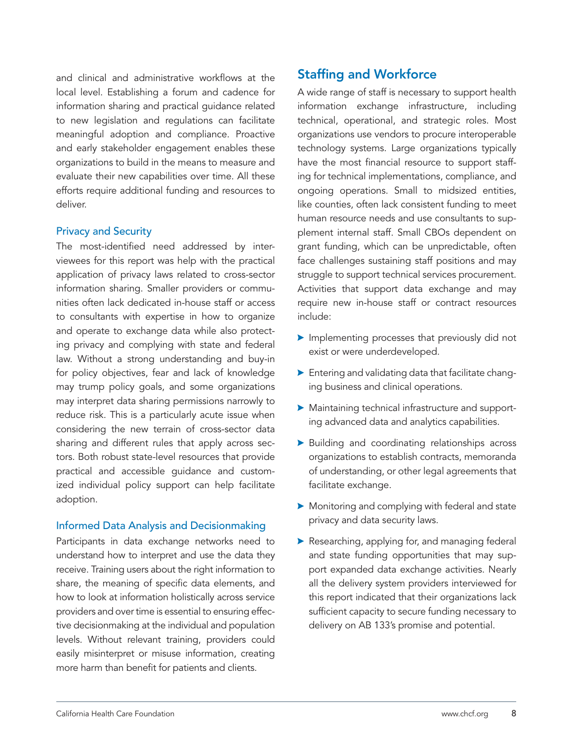and clinical and administrative workflows at the local level. Establishing a forum and cadence for information sharing and practical guidance related to new legislation and regulations can facilitate meaningful adoption and compliance. Proactive and early stakeholder engagement enables these organizations to build in the means to measure and evaluate their new capabilities over time. All these efforts require additional funding and resources to deliver.

### Privacy and Security

The most-identified need addressed by interviewees for this report was help with the practical application of privacy laws related to cross-sector information sharing. Smaller providers or communities often lack dedicated in-house staff or access to consultants with expertise in how to organize and operate to exchange data while also protecting privacy and complying with state and federal law. Without a strong understanding and buy-in for policy objectives, fear and lack of knowledge may trump policy goals, and some organizations may interpret data sharing permissions narrowly to reduce risk. This is a particularly acute issue when considering the new terrain of cross-sector data sharing and different rules that apply across sectors. Both robust state-level resources that provide practical and accessible guidance and customized individual policy support can help facilitate adoption.

### Informed Data Analysis and Decisionmaking

Participants in data exchange networks need to understand how to interpret and use the data they receive. Training users about the right information to share, the meaning of specific data elements, and how to look at information holistically across service providers and over time is essential to ensuring effective decisionmaking at the individual and population levels. Without relevant training, providers could easily misinterpret or misuse information, creating more harm than benefit for patients and clients.

## Staffing and Workforce

A wide range of staff is necessary to support health information exchange infrastructure, including technical, operational, and strategic roles. Most organizations use vendors to procure interoperable technology systems. Large organizations typically have the most financial resource to support staffing for technical implementations, compliance, and ongoing operations. Small to midsized entities, like counties, often lack consistent funding to meet human resource needs and use consultants to supplement internal staff. Small CBOs dependent on grant funding, which can be unpredictable, often face challenges sustaining staff positions and may struggle to support technical services procurement. Activities that support data exchange and may require new in-house staff or contract resources include:

- Implementing processes that previously did not exist or were underdeveloped.
- Entering and validating data that facilitate changing business and clinical operations.
- Maintaining technical infrastructure and supporting advanced data and analytics capabilities.
- Building and coordinating relationships across organizations to establish contracts, memoranda of understanding, or other legal agreements that facilitate exchange.
- Monitoring and complying with federal and state privacy and data security laws.
- Researching, applying for, and managing federal and state funding opportunities that may support expanded data exchange activities. Nearly all the delivery system providers interviewed for this report indicated that their organizations lack sufficient capacity to secure funding necessary to delivery on AB 133's promise and potential.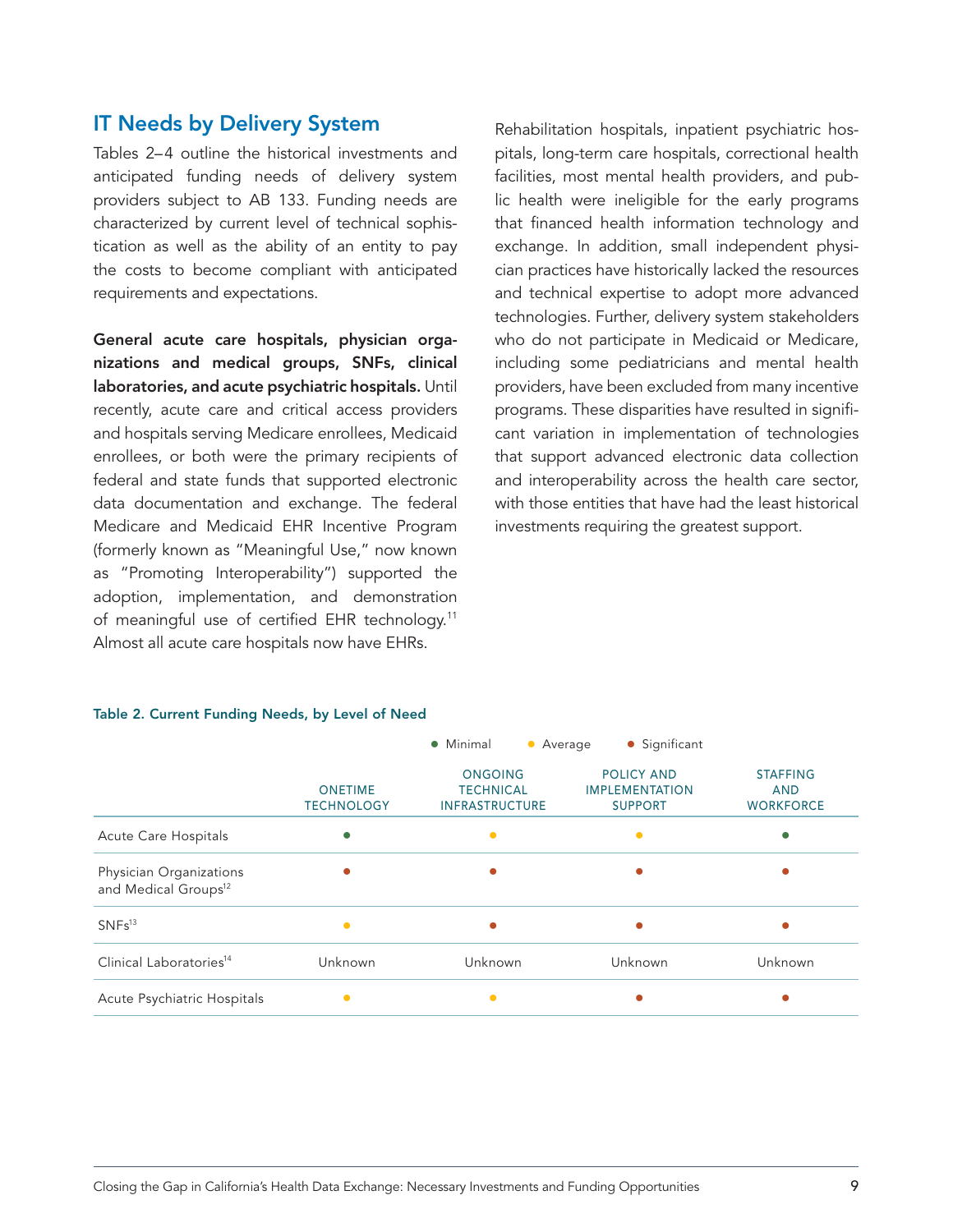## IT Needs by Delivery System

Tables 2–4 outline the historical investments and anticipated funding needs of delivery system providers subject to AB 133. Funding needs are characterized by current level of technical sophistication as well as the ability of an entity to pay the costs to become compliant with anticipated requirements and expectations.

**General acute care hospitals, physician organizations and medical groups, SNFs, clinical laboratories, and acute psychiatric hospitals.** Until recently, acute care and critical access providers and hospitals serving Medicare enrollees, Medicaid enrollees, or both were the primary recipients of federal and state funds that supported electronic data documentation and exchange. The federal Medicare and Medicaid EHR Incentive Program (formerly known as "Meaningful Use," now known as "Promoting Interoperability") supported the adoption, implementation, and demonstration of meaningful use of certified EHR technology.[11] Almost all acute care hospitals now have EHRs.

Rehabilitation hospitals, inpatient psychiatric hospitals, long-term care hospitals, correctional health facilities, most mental health providers, and public health were ineligible for the early programs that financed health information technology and exchange. In addition, small independent physician practices have historically lacked the resources and technical expertise to adopt more advanced technologies. Further, delivery system stakeholders who do not participate in Medicaid or Medicare, including some pediatricians and mental health providers, have been excluded from many incentive programs. These disparities have resulted in significant variation in implementation of technologies that support advanced electronic data collection and interoperability across the health care sector, with those entities that have had the least historical investments requiring the greatest support.

**Table 2. Current Funding Needs, by Level of Need**

● Minimal ● Average ● Significant

| | ONETIME TECHNOLOGY | ONGOING TECHNICAL INFRASTRUCTURE | POLICY AND IMPLEMENTATION SUPPORT | STAFFING AND WORKFORCE |
|---|---|---|---|---|
| Acute Care Hospitals | Minimal | Average | Average | Minimal |
| Physician Organizations and Medical Groups[12] | Significant | Significant | Significant | Significant |
| SNFs[13] | Average | Significant | Significant | Significant |
| Clinical Laboratories[14] | Unknown | Unknown | Unknown | Unknown |
| Acute Psychiatric Hospitals | Average | Average | Significant | Significant |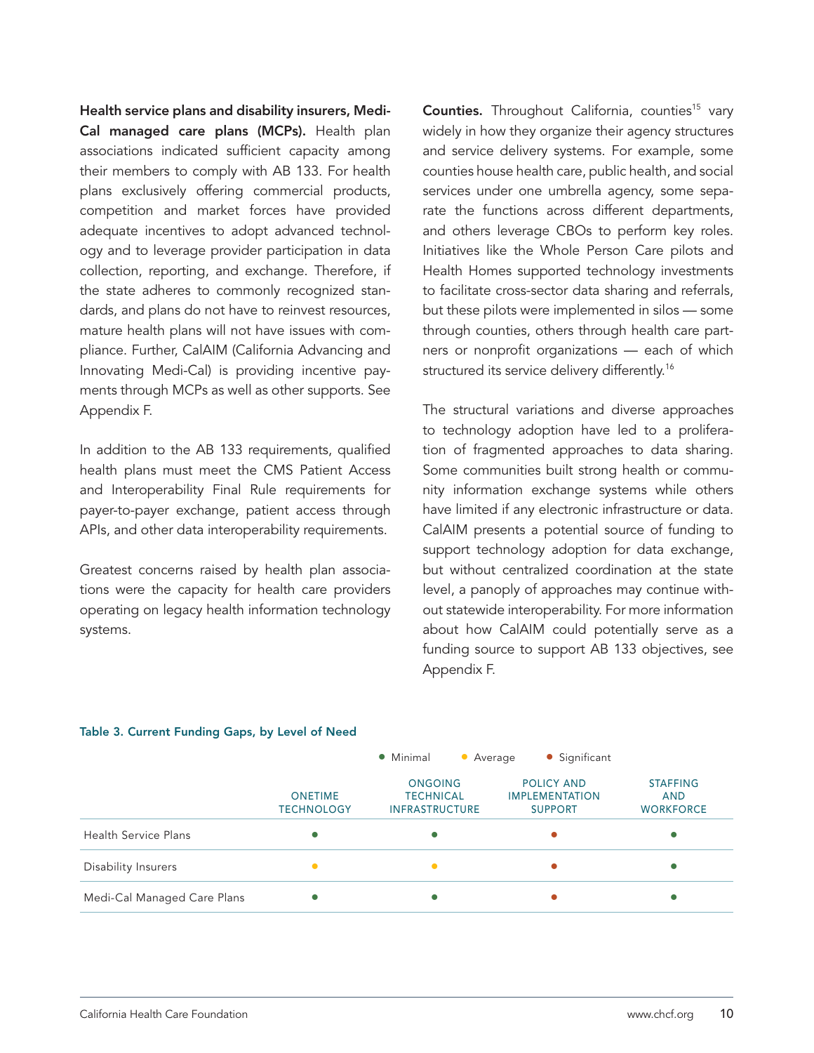**Health service plans and disability insurers, Medi-Cal managed care plans (MCPs).** Health plan associations indicated sufficient capacity among their members to comply with AB 133. For health plans exclusively offering commercial products, competition and market forces have provided adequate incentives to adopt advanced technology and to leverage provider participation in data collection, reporting, and exchange. Therefore, if the state adheres to commonly recognized standards, and plans do not have to reinvest resources, mature health plans will not have issues with compliance. Further, CalAIM (California Advancing and Innovating Medi-Cal) is providing incentive payments through MCPs as well as other supports. See Appendix F.

In addition to the AB 133 requirements, qualified health plans must meet the CMS Patient Access and Interoperability Final Rule requirements for payer-to-payer exchange, patient access through APIs, and other data interoperability requirements.

Greatest concerns raised by health plan associations were the capacity for health care providers operating on legacy health information technology systems.

**Counties.** Throughout California, counties[15] vary widely in how they organize their agency structures and service delivery systems. For example, some counties house health care, public health, and social services under one umbrella agency, some separate the functions across different departments, and others leverage CBOs to perform key roles. Initiatives like the Whole Person Care pilots and Health Homes supported technology investments to facilitate cross-sector data sharing and referrals, but these pilots were implemented in silos — some through counties, others through health care partners or nonprofit organizations — each of which structured its service delivery differently.[16]

The structural variations and diverse approaches to technology adoption have led to a proliferation of fragmented approaches to data sharing. Some communities built strong health or community information exchange systems while others have limited if any electronic infrastructure or data. CalAIM presents a potential source of funding to support technology adoption for data exchange, but without centralized coordination at the state level, a panoply of approaches may continue without statewide interoperability. For more information about how CalAIM could potentially serve as a funding source to support AB 133 objectives, see Appendix F.

**Table 3. Current Funding Gaps, by Level of Need**

● Minimal ● Average ● Significant

| | Onetime Technology | Ongoing Technical Infrastructure | Policy and Implementation Support | Staffing and Workforce |
|---|---|---|---|---|
| Health Service Plans | Minimal | Minimal | Significant | Minimal |
| Disability Insurers | Average | Average | Significant | Minimal |
| Medi-Cal Managed Care Plans | Minimal | Minimal | Significant | Minimal |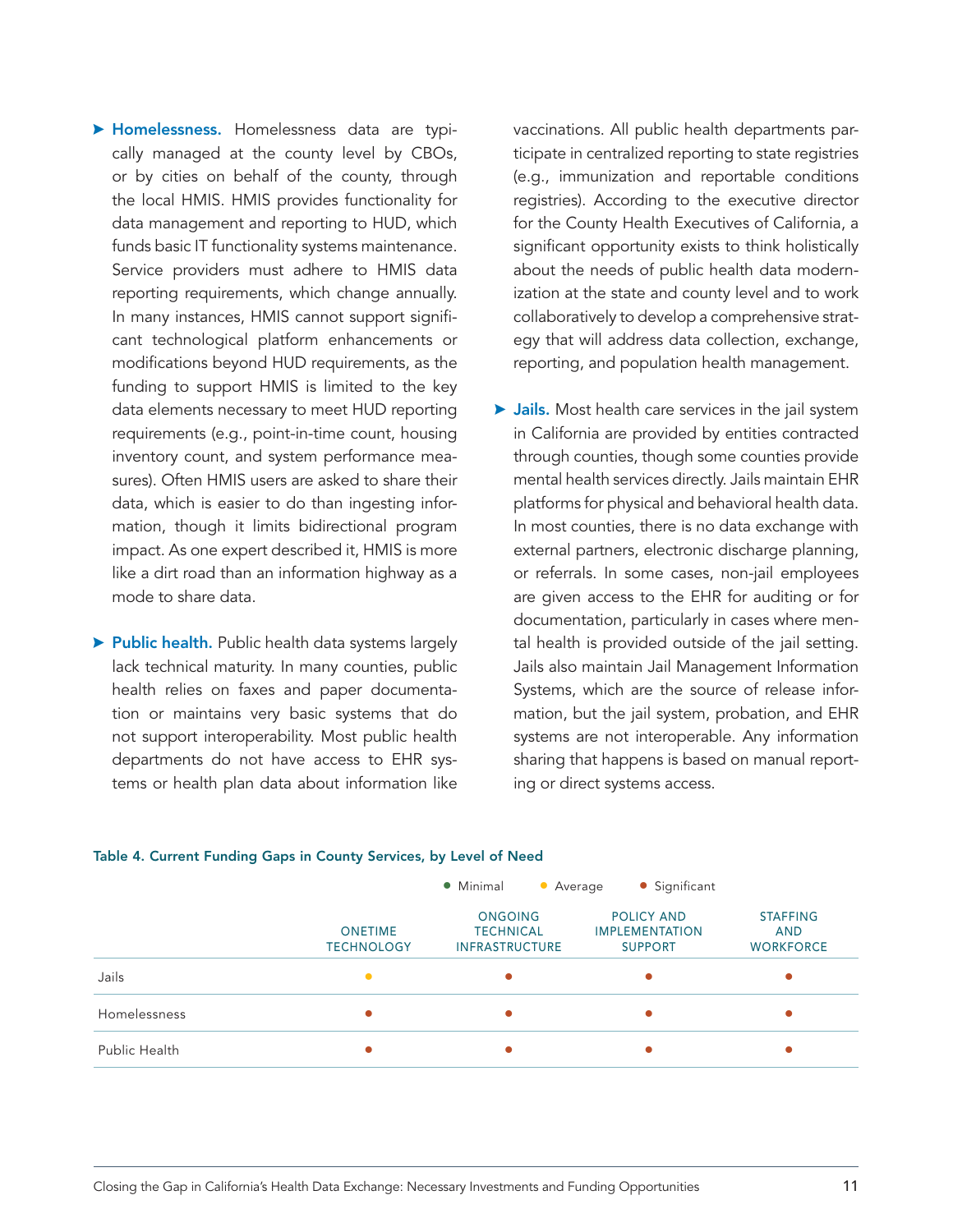- **Homelessness.** Homelessness data are typically managed at the county level by CBOs, or by cities on behalf of the county, through the local HMIS. HMIS provides functionality for data management and reporting to HUD, which funds basic IT functionality systems maintenance. Service providers must adhere to HMIS data reporting requirements, which change annually. In many instances, HMIS cannot support significant technological platform enhancements or modifications beyond HUD requirements, as the funding to support HMIS is limited to the key data elements necessary to meet HUD reporting requirements (e.g., point-in-time count, housing inventory count, and system performance measures). Often HMIS users are asked to share their data, which is easier to do than ingesting information, though it limits bidirectional program impact. As one expert described it, HMIS is more like a dirt road than an information highway as a mode to share data.

- **Public health.** Public health data systems largely lack technical maturity. In many counties, public health relies on faxes and paper documentation or maintains very basic systems that do not support interoperability. Most public health departments do not have access to EHR systems or health plan data about information like vaccinations. All public health departments participate in centralized reporting to state registries (e.g., immunization and reportable conditions registries). According to the executive director for the County Health Executives of California, a significant opportunity exists to think holistically about the needs of public health data modernization at the state and county level and to work collaboratively to develop a comprehensive strategy that will address data collection, exchange, reporting, and population health management.

- **Jails.** Most health care services in the jail system in California are provided by entities contracted through counties, though some counties provide mental health services directly. Jails maintain EHR platforms for physical and behavioral health data. In most counties, there is no data exchange with external partners, electronic discharge planning, or referrals. In some cases, non-jail employees are given access to the EHR for auditing or for documentation, particularly in cases where mental health is provided outside of the jail setting. Jails also maintain Jail Management Information Systems, which are the source of release information, but the jail system, probation, and EHR systems are not interoperable. Any information sharing that happens is based on manual reporting or direct systems access.

**Table 4. Current Funding Gaps in County Services, by Level of Need**

● Minimal ● Average ● Significant

| | Onetime Technology | Ongoing Technical Infrastructure | Policy and Implementation Support | Staffing and Workforce |
|---|---|---|---|---|
| Jails | Average | Significant | Significant | Significant |
| Homelessness | Significant | Significant | Significant | Significant |
| Public Health | Significant | Significant | Significant | Significant |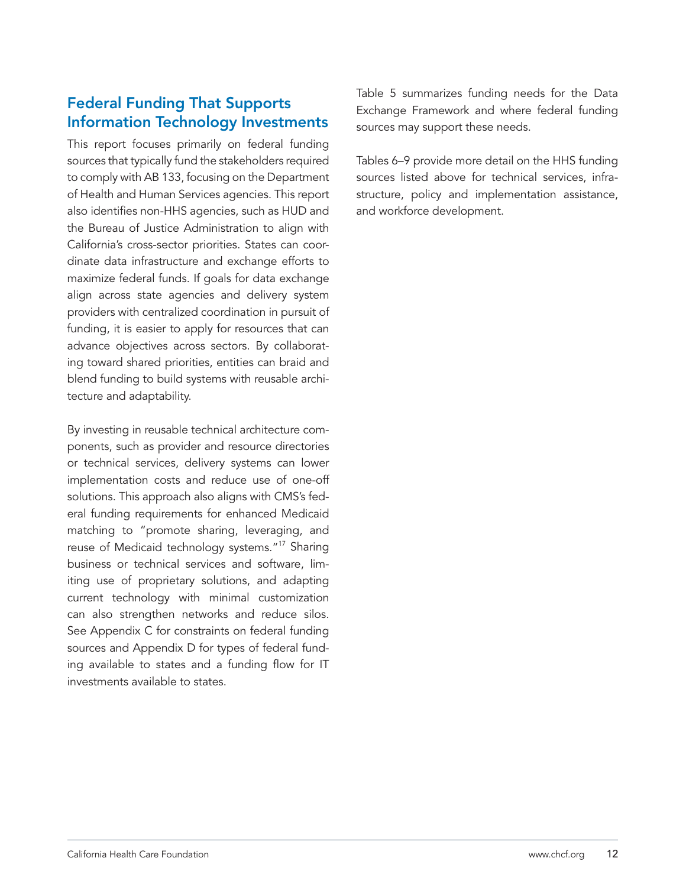## Federal Funding That Supports Information Technology Investments

This report focuses primarily on federal funding sources that typically fund the stakeholders required to comply with AB 133, focusing on the Department of Health and Human Services agencies. This report also identifies non-HHS agencies, such as HUD and the Bureau of Justice Administration to align with California's cross-sector priorities. States can coordinate data infrastructure and exchange efforts to maximize federal funds. If goals for data exchange align across state agencies and delivery system providers with centralized coordination in pursuit of funding, it is easier to apply for resources that can advance objectives across sectors. By collaborating toward shared priorities, entities can braid and blend funding to build systems with reusable architecture and adaptability.

By investing in reusable technical architecture components, such as provider and resource directories or technical services, delivery systems can lower implementation costs and reduce use of one-off solutions. This approach also aligns with CMS's federal funding requirements for enhanced Medicaid matching to "promote sharing, leveraging, and reuse of Medicaid technology systems."[17] Sharing business or technical services and software, limiting use of proprietary solutions, and adapting current technology with minimal customization can also strengthen networks and reduce silos. See Appendix C for constraints on federal funding sources and Appendix D for types of federal funding available to states and a funding flow for IT investments available to states.

Table 5 summarizes funding needs for the Data Exchange Framework and where federal funding sources may support these needs.

Tables 6–9 provide more detail on the HHS funding sources listed above for technical services, infrastructure, policy and implementation assistance, and workforce development.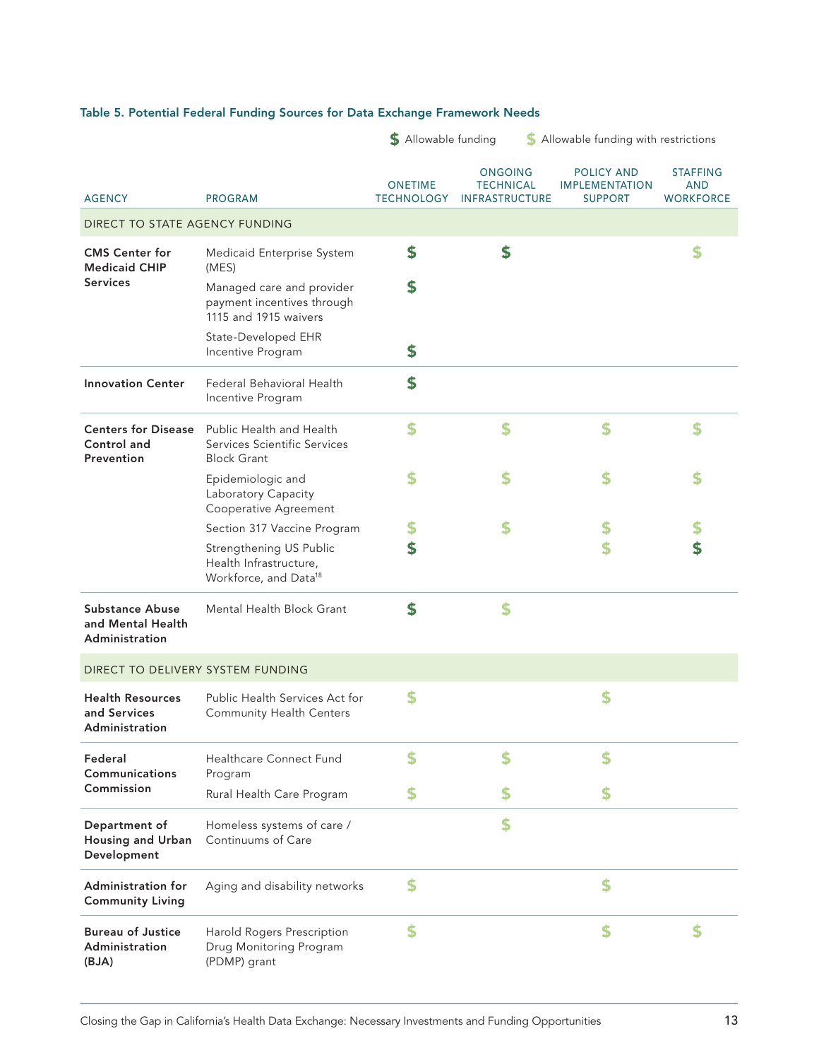**Table 5. Potential Federal Funding Sources for Data Exchange Framework Needs**

$ Allowable funding    $* Allowable funding with restrictions

| AGENCY | PROGRAM | ONETIME TECHNOLOGY | ONGOING TECHNICAL INFRASTRUCTURE | POLICY AND IMPLEMENTATION SUPPORT | STAFFING AND WORKFORCE |
|---|---|---|---|---|---|
| **DIRECT TO STATE AGENCY FUNDING** | | | | | |
| **CMS Center for Medicaid CHIP Services** | Medicaid Enterprise System (MES) | $ | $ | | $* |
| | Managed care and provider payment incentives through 1115 and 1915 waivers | $ | | | |
| | State-Developed EHR Incentive Program | $ | | | |
| **Innovation Center** | Federal Behavioral Health Incentive Program | $ | | | |
| **Centers for Disease Control and Prevention** | Public Health and Health Services Scientific Services Block Grant | $* | $* | $* | $* |
| | Epidemiologic and Laboratory Capacity Cooperative Agreement | $* | $* | $* | $* |
| | Section 317 Vaccine Program | $* | $* | $* | $* |
| | Strengthening US Public Health Infrastructure, Workforce, and Data[18] | $ | | $* | $ |
| **Substance Abuse and Mental Health Administration** | Mental Health Block Grant | $ | $* | | |
| **DIRECT TO DELIVERY SYSTEM FUNDING** | | | | | |
| **Health Resources and Services Administration** | Public Health Services Act for Community Health Centers | $* | | $* | |
| **Federal Communications Commission** | Healthcare Connect Fund Program | $* | $* | $* | |
| | Rural Health Care Program | $* | $* | $* | |
| **Department of Housing and Urban Development** | Homeless systems of care / Continuums of Care | | $* | | |
| **Administration for Community Living** | Aging and disability networks | $* | | $* | |
| **Bureau of Justice Administration (BJA)** | Harold Rogers Prescription Drug Monitoring Program (PDMP) grant | $* | | $* | $* |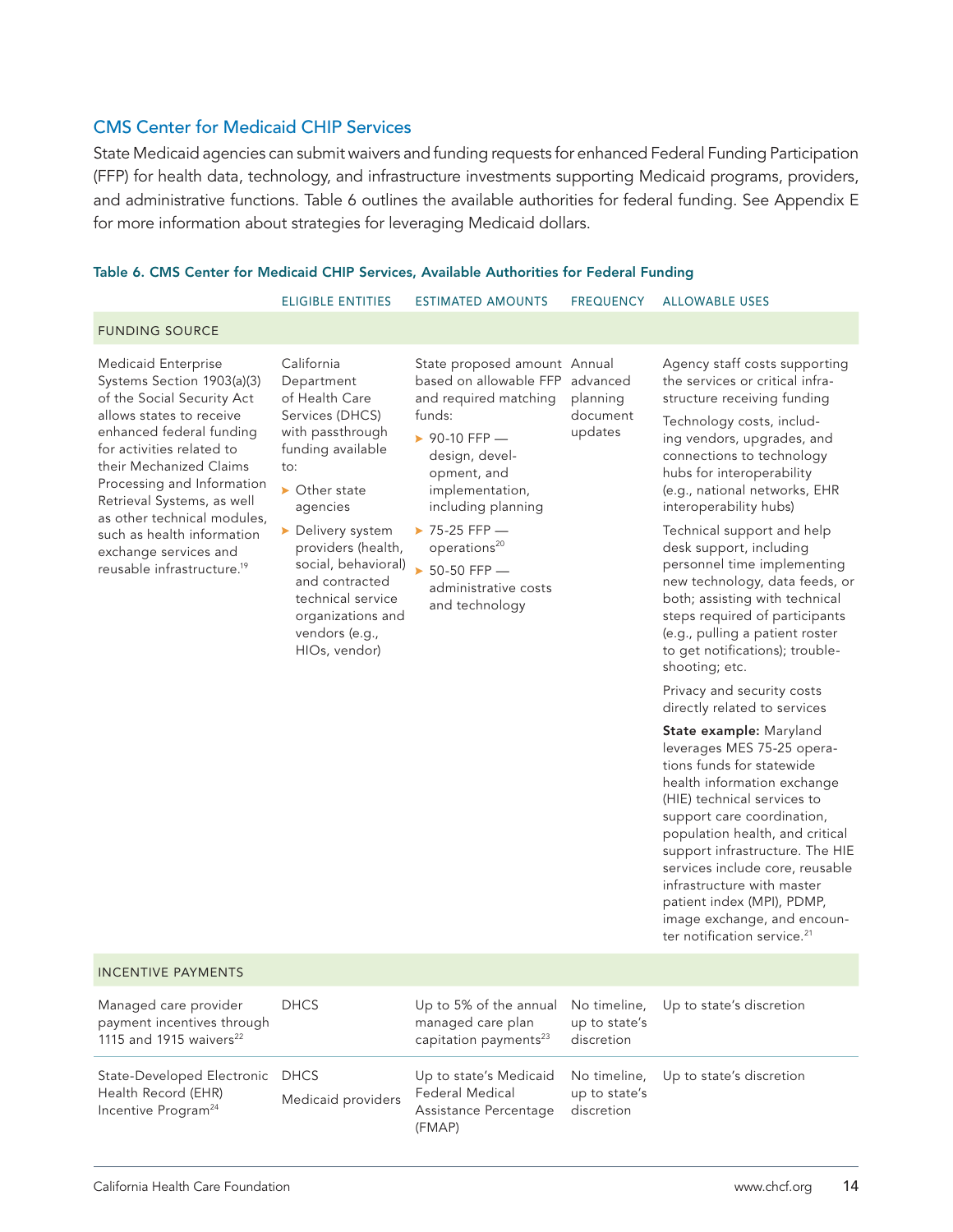## CMS Center for Medicaid CHIP Services

State Medicaid agencies can submit waivers and funding requests for enhanced Federal Funding Participation (FFP) for health data, technology, and infrastructure investments supporting Medicaid programs, providers, and administrative functions. Table 6 outlines the available authorities for federal funding. See Appendix E for more information about strategies for leveraging Medicaid dollars.

**Table 6. CMS Center for Medicaid CHIP Services, Available Authorities for Federal Funding**

| | ELIGIBLE ENTITIES | ESTIMATED AMOUNTS | FREQUENCY | ALLOWABLE USES |
|---|---|---|---|---|
| **FUNDING SOURCE** | | | | |
| Medicaid Enterprise Systems Section 1903(a)(3) of the Social Security Act allows states to receive enhanced federal funding for activities related to their Mechanized Claims Processing and Information Retrieval Systems, as well as other technical modules, such as health information exchange services and reusable infrastructure.[19] | California Department of Health Care Services (DHCS) with passthrough funding available to: ▸ Other state agencies ▸ Delivery system providers (health, social, behavioral) and contracted technical service organizations and vendors (e.g., HIOs, vendor) | State proposed amount based on allowable FFP and required matching funds: ▸ 90-10 FFP — design, development, and implementation, including planning ▸ 75-25 FFP — operations[20] ▸ 50-50 FFP — administrative costs and technology | Annual advanced planning document updates | Agency staff costs supporting the services or critical infrastructure receiving funding<br>Technology costs, including vendors, upgrades, and connections to technology hubs for interoperability (e.g., national networks, EHR interoperability hubs)<br>Technical support and help desk support, including personnel time implementing new technology, data feeds, or both; assisting with technical steps required of participants (e.g., pulling a patient roster to get notifications); troubleshooting; etc.<br>Privacy and security costs directly related to services<br>**State example:** Maryland leverages MES 75-25 operations funds for statewide health information exchange (HIE) technical services to support care coordination, population health, and critical support infrastructure. The HIE services include core, reusable infrastructure with master patient index (MPI), PDMP, image exchange, and encounter notification service.[21] |
| **INCENTIVE PAYMENTS** | | | | |
| Managed care provider payment incentives through 1115 and 1915 waivers[22] | DHCS | Up to 5% of the annual managed care plan capitation payments[23] | No timeline, up to state's discretion | Up to state's discretion |
| State-Developed Electronic Health Record (EHR) Incentive Program[24] | DHCS<br>Medicaid providers | Up to state's Medicaid Federal Medical Assistance Percentage (FMAP) | No timeline, up to state's discretion | Up to state's discretion |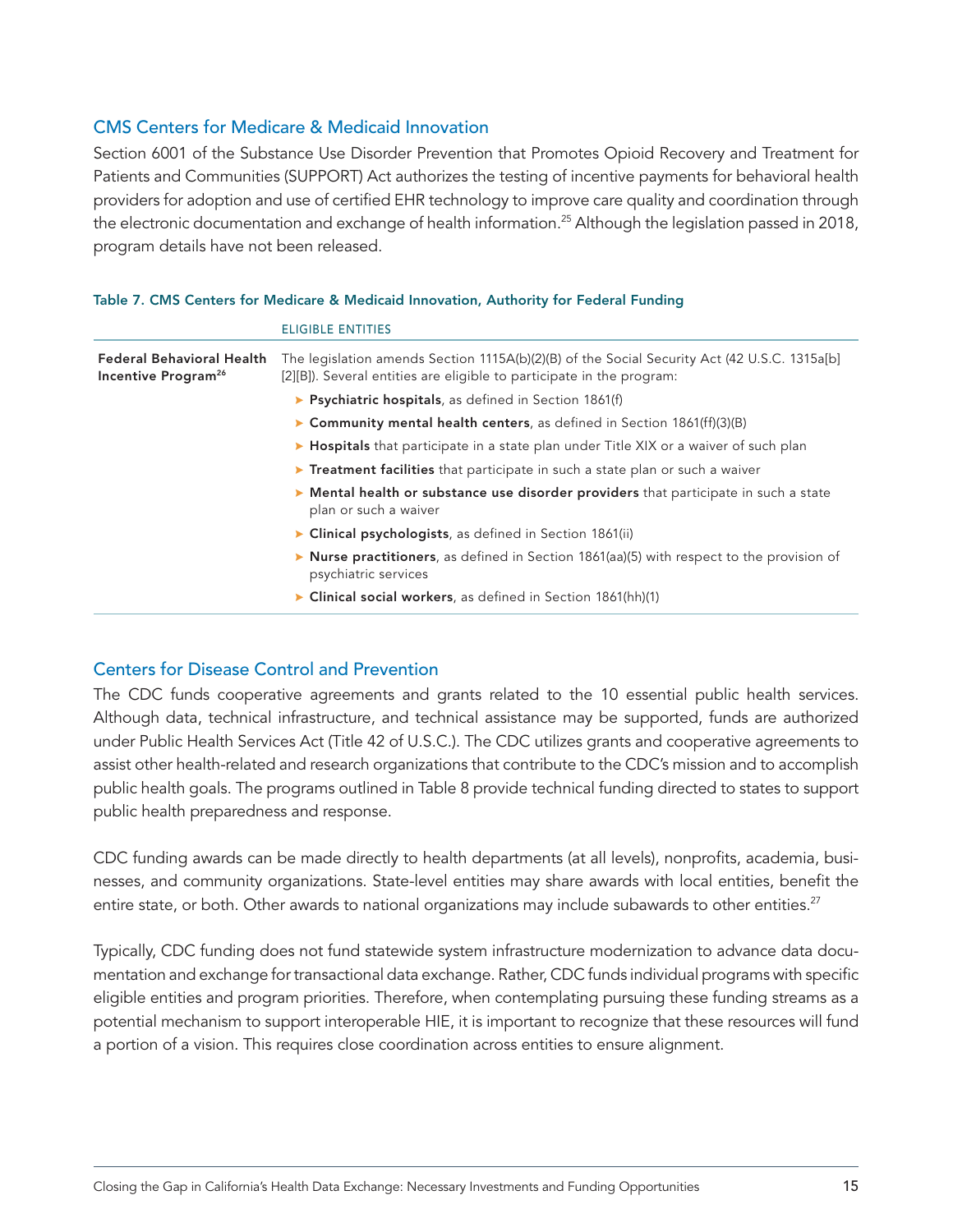## CMS Centers for Medicare & Medicaid Innovation

Section 6001 of the Substance Use Disorder Prevention that Promotes Opioid Recovery and Treatment for Patients and Communities (SUPPORT) Act authorizes the testing of incentive payments for behavioral health providers for adoption and use of certified EHR technology to improve care quality and coordination through the electronic documentation and exchange of health information.[25] Although the legislation passed in 2018, program details have not been released.

**Table 7. CMS Centers for Medicare & Medicaid Innovation, Authority for Federal Funding**

| | ELIGIBLE ENTITIES |
|---|---|
| **Federal Behavioral Health Incentive Program**[26] | The legislation amends Section 1115A(b)(2)(B) of the Social Security Act (42 U.S.C. 1315a[b][2][B]). Several entities are eligible to participate in the program:<br>➤ **Psychiatric hospitals**, as defined in Section 1861(f)<br>➤ **Community mental health centers**, as defined in Section 1861(ff)(3)(B)<br>➤ **Hospitals** that participate in a state plan under Title XIX or a waiver of such plan<br>➤ **Treatment facilities** that participate in such a state plan or such a waiver<br>➤ **Mental health or substance use disorder providers** that participate in such a state plan or such a waiver<br>➤ **Clinical psychologists**, as defined in Section 1861(ii)<br>➤ **Nurse practitioners**, as defined in Section 1861(aa)(5) with respect to the provision of psychiatric services<br>➤ **Clinical social workers**, as defined in Section 1861(hh)(1) |

## Centers for Disease Control and Prevention

The CDC funds cooperative agreements and grants related to the 10 essential public health services. Although data, technical infrastructure, and technical assistance may be supported, funds are authorized under Public Health Services Act (Title 42 of U.S.C.). The CDC utilizes grants and cooperative agreements to assist other health-related and research organizations that contribute to the CDC's mission and to accomplish public health goals. The programs outlined in Table 8 provide technical funding directed to states to support public health preparedness and response.

CDC funding awards can be made directly to health departments (at all levels), nonprofits, academia, businesses, and community organizations. State-level entities may share awards with local entities, benefit the entire state, or both. Other awards to national organizations may include subawards to other entities.[27]

Typically, CDC funding does not fund statewide system infrastructure modernization to advance data documentation and exchange for transactional data exchange. Rather, CDC funds individual programs with specific eligible entities and program priorities. Therefore, when contemplating pursuing these funding streams as a potential mechanism to support interoperable HIE, it is important to recognize that these resources will fund a portion of a vision. This requires close coordination across entities to ensure alignment.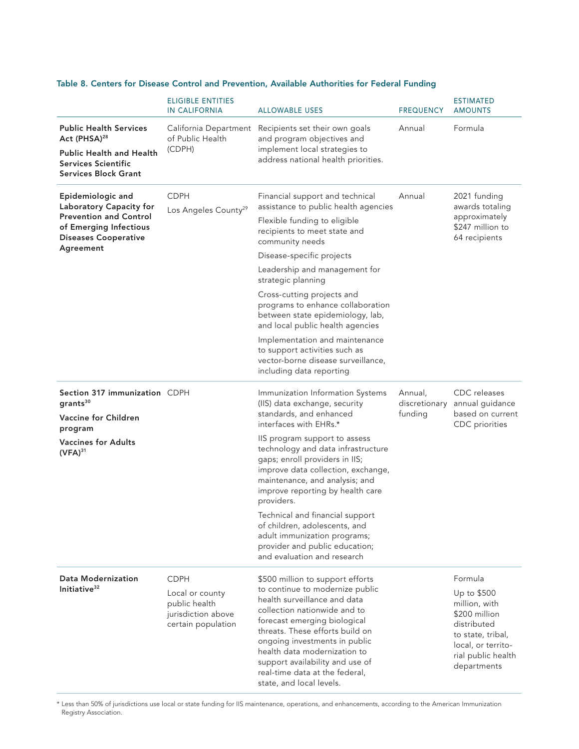**Table 8. Centers for Disease Control and Prevention, Available Authorities for Federal Funding**

| | ELIGIBLE ENTITIES IN CALIFORNIA | ALLOWABLE USES | FREQUENCY | ESTIMATED AMOUNTS |
|---|---|---|---|---|
| **Public Health Services Act (PHSA)**[28] <br> **Public Health and Health Services Scientific Services Block Grant** | California Department of Public Health (CDPH) | Recipients set their own goals and program objectives and implement local strategies to address national health priorities. | Annual | Formula |
| **Epidemiologic and Laboratory Capacity for Prevention and Control of Emerging Infectious Diseases Cooperative Agreement** | CDPH <br> Los Angeles County[29] | Financial support and technical assistance to public health agencies <br> Flexible funding to eligible recipients to meet state and community needs <br> Disease-specific projects <br> Leadership and management for strategic planning <br> Cross-cutting projects and programs to enhance collaboration between state epidemiology, lab, and local public health agencies <br> Implementation and maintenance to support activities such as vector-borne disease surveillance, including data reporting | Annual | 2021 funding awards totaling approximately $247 million to 64 recipients |
| **Section 317 immunization grants**[30] <br> **Vaccine for Children program** <br> **Vaccines for Adults (VFA)**[31] | CDPH | Immunization Information Systems (IIS) data exchange, security standards, and enhanced interfaces with EHRs.* <br> IIS program support to assess technology and data infrastructure gaps; enroll providers in IIS; improve data collection, exchange, maintenance, and analysis; and improve reporting by health care providers. <br> Technical and financial support of children, adolescents, and adult immunization programs; provider and public education; and evaluation and research | Annual, discretionary funding | CDC releases annual guidance based on current CDC priorities |
| **Data Modernization Initiative**[32] | CDPH <br> Local or county public health jurisdiction above certain population | $500 million to support efforts to continue to modernize public health surveillance and data collection nationwide and to forecast emerging biological threats. These efforts build on ongoing investments in public health data modernization to support availability and use of real-time data at the federal, state, and local levels. | | Formula <br> Up to $500 million, with $200 million distributed to state, tribal, local, or territorial public health departments |

\* Less than 50% of jurisdictions use local or state funding for IIS maintenance, operations, and enhancements, according to the American Immunization Registry Association.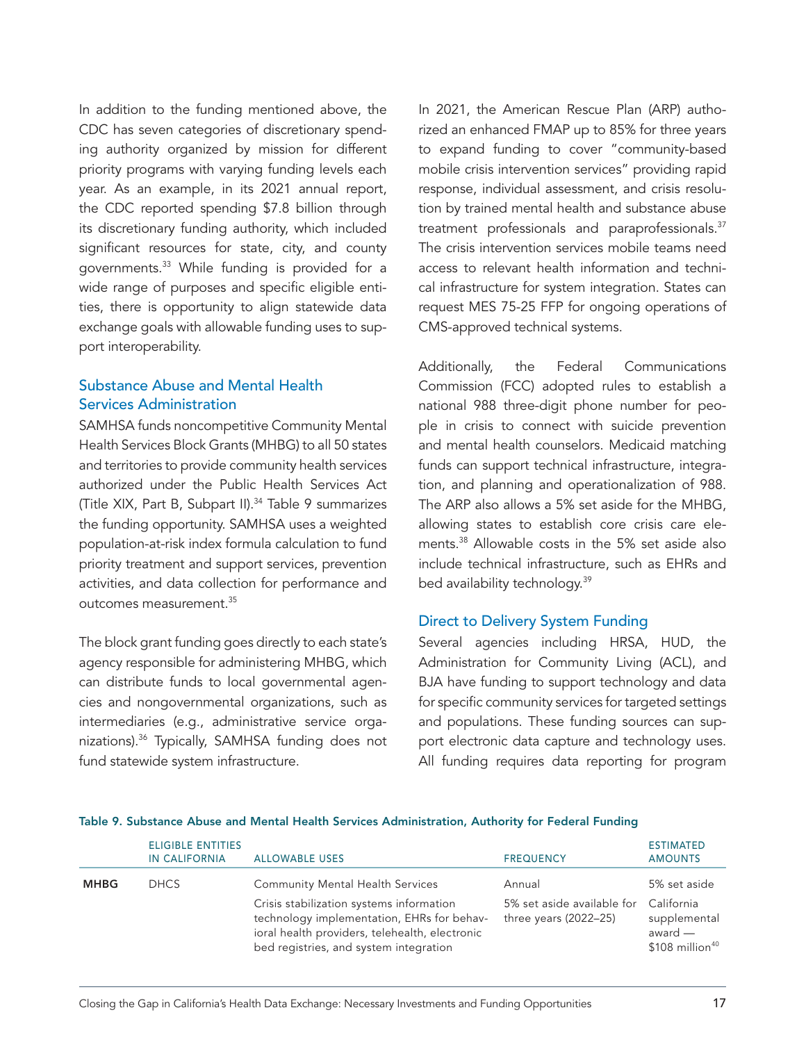In addition to the funding mentioned above, the CDC has seven categories of discretionary spending authority organized by mission for different priority programs with varying funding levels each year. As an example, in its 2021 annual report, the CDC reported spending $7.8 billion through its discretionary funding authority, which included significant resources for state, city, and county governments.[33] While funding is provided for a wide range of purposes and specific eligible entities, there is opportunity to align statewide data exchange goals with allowable funding uses to support interoperability.

### Substance Abuse and Mental Health Services Administration

SAMHSA funds noncompetitive Community Mental Health Services Block Grants (MHBG) to all 50 states and territories to provide community health services authorized under the Public Health Services Act (Title XIX, Part B, Subpart II).[34] Table 9 summarizes the funding opportunity. SAMHSA uses a weighted population-at-risk index formula calculation to fund priority treatment and support services, prevention activities, and data collection for performance and outcomes measurement.[35]

The block grant funding goes directly to each state's agency responsible for administering MHBG, which can distribute funds to local governmental agencies and nongovernmental organizations, such as intermediaries (e.g., administrative service organizations).[36] Typically, SAMHSA funding does not fund statewide system infrastructure.

In 2021, the American Rescue Plan (ARP) authorized an enhanced FMAP up to 85% for three years to expand funding to cover "community-based mobile crisis intervention services" providing rapid response, individual assessment, and crisis resolution by trained mental health and substance abuse treatment professionals and paraprofessionals.[37] The crisis intervention services mobile teams need access to relevant health information and technical infrastructure for system integration. States can request MES 75-25 FFP for ongoing operations of CMS-approved technical systems.

Additionally, the Federal Communications Commission (FCC) adopted rules to establish a national 988 three-digit phone number for people in crisis to connect with suicide prevention and mental health counselors. Medicaid matching funds can support technical infrastructure, integration, and planning and operationalization of 988. The ARP also allows a 5% set aside for the MHBG, allowing states to establish core crisis care elements.[38] Allowable costs in the 5% set aside also include technical infrastructure, such as EHRs and bed availability technology.[39]

### Direct to Delivery System Funding

Several agencies including HRSA, HUD, the Administration for Community Living (ACL), and BJA have funding to support technology and data for specific community services for targeted settings and populations. These funding sources can support electronic data capture and technology uses. All funding requires data reporting for program

**Table 9. Substance Abuse and Mental Health Services Administration, Authority for Federal Funding**

| | ELIGIBLE ENTITIES IN CALIFORNIA | ALLOWABLE USES | FREQUENCY | ESTIMATED AMOUNTS |
|---|---|---|---|---|
| **MHBG** | DHCS | Community Mental Health Services | Annual | 5% set aside |
| | | Crisis stabilization systems information technology implementation, EHRs for behavioral health providers, telehealth, electronic bed registries, and system integration | 5% set aside available for three years (2022–25) | California supplemental award — $108 million[40] |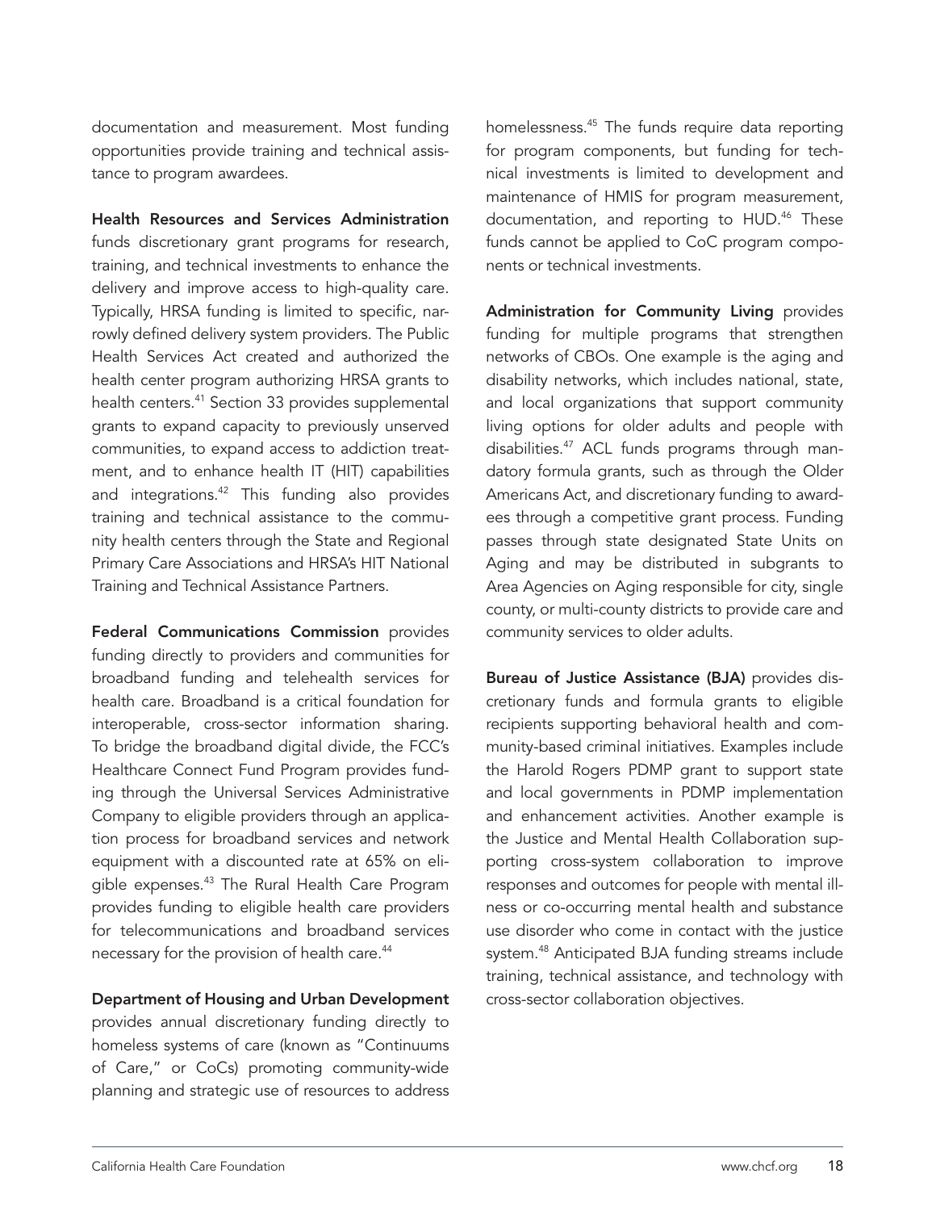documentation and measurement. Most funding opportunities provide training and technical assistance to program awardees.

**Health Resources and Services Administration** funds discretionary grant programs for research, training, and technical investments to enhance the delivery and improve access to high-quality care. Typically, HRSA funding is limited to specific, narrowly defined delivery system providers. The Public Health Services Act created and authorized the health center program authorizing HRSA grants to health centers.[41] Section 33 provides supplemental grants to expand capacity to previously unserved communities, to expand access to addiction treatment, and to enhance health IT (HIT) capabilities and integrations.[42] This funding also provides training and technical assistance to the community health centers through the State and Regional Primary Care Associations and HRSA's HIT National Training and Technical Assistance Partners.

**Federal Communications Commission** provides funding directly to providers and communities for broadband funding and telehealth services for health care. Broadband is a critical foundation for interoperable, cross-sector information sharing. To bridge the broadband digital divide, the FCC's Healthcare Connect Fund Program provides funding through the Universal Services Administrative Company to eligible providers through an application process for broadband services and network equipment with a discounted rate at 65% on eligible expenses.[43] The Rural Health Care Program provides funding to eligible health care providers for telecommunications and broadband services necessary for the provision of health care.[44]

**Department of Housing and Urban Development** provides annual discretionary funding directly to homeless systems of care (known as "Continuums of Care," or CoCs) promoting community-wide planning and strategic use of resources to address homelessness.[45] The funds require data reporting for program components, but funding for technical investments is limited to development and maintenance of HMIS for program measurement, documentation, and reporting to HUD.[46] These funds cannot be applied to CoC program components or technical investments.

**Administration for Community Living** provides funding for multiple programs that strengthen networks of CBOs. One example is the aging and disability networks, which includes national, state, and local organizations that support community living options for older adults and people with disabilities.[47] ACL funds programs through mandatory formula grants, such as through the Older Americans Act, and discretionary funding to awardees through a competitive grant process. Funding passes through state designated State Units on Aging and may be distributed in subgrants to Area Agencies on Aging responsible for city, single county, or multi-county districts to provide care and community services to older adults.

**Bureau of Justice Assistance (BJA)** provides discretionary funds and formula grants to eligible recipients supporting behavioral health and community-based criminal initiatives. Examples include the Harold Rogers PDMP grant to support state and local governments in PDMP implementation and enhancement activities. Another example is the Justice and Mental Health Collaboration supporting cross-system collaboration to improve responses and outcomes for people with mental illness or co-occurring mental health and substance use disorder who come in contact with the justice system.[48] Anticipated BJA funding streams include training, technical assistance, and technology with cross-sector collaboration objectives.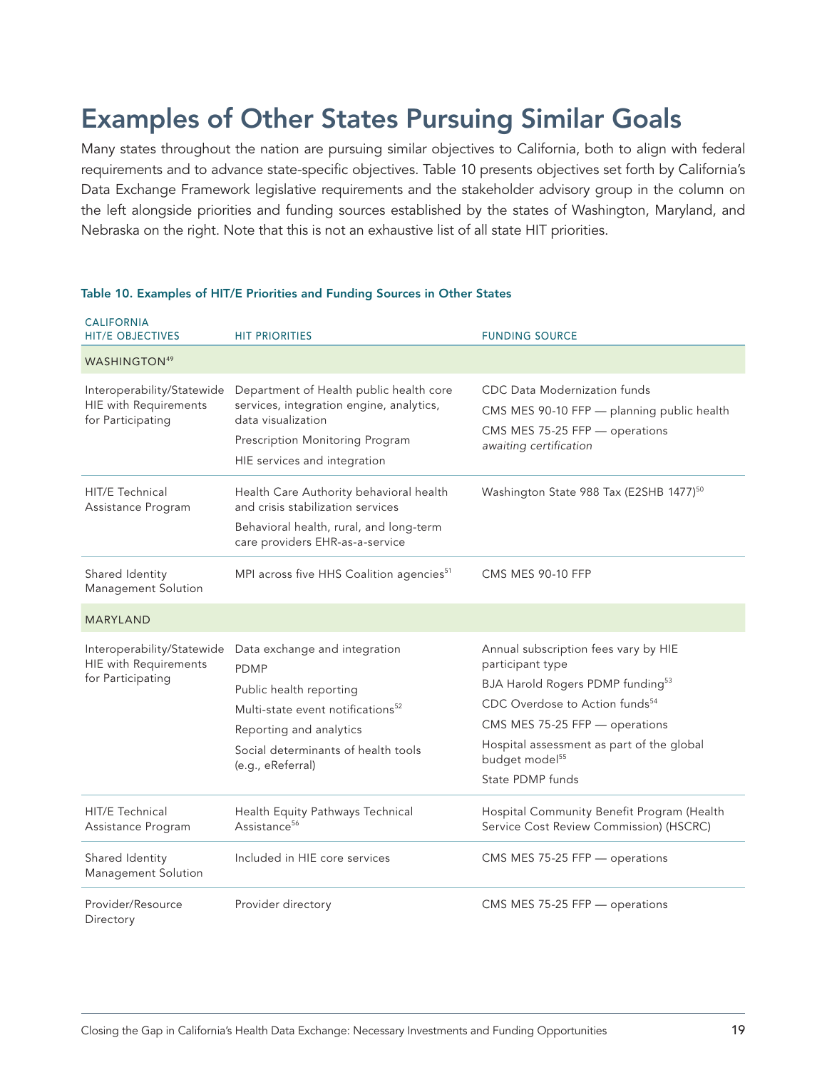# Examples of Other States Pursuing Similar Goals

Many states throughout the nation are pursuing similar objectives to California, both to align with federal requirements and to advance state-specific objectives. Table 10 presents objectives set forth by California's Data Exchange Framework legislative requirements and the stakeholder advisory group in the column on the left alongside priorities and funding sources established by the states of Washington, Maryland, and Nebraska on the right. Note that this is not an exhaustive list of all state HIT priorities.

**Table 10. Examples of HIT/E Priorities and Funding Sources in Other States**

| CALIFORNIA HIT/E OBJECTIVES | HIT PRIORITIES | FUNDING SOURCE |
|---|---|---|
| **WASHINGTON**[49] | | |
| Interoperability/Statewide HIE with Requirements for Participating | Department of Health public health core services, integration engine, analytics, data visualization<br>Prescription Monitoring Program<br>HIE services and integration | CDC Data Modernization funds<br>CMS MES 90-10 FFP — planning public health<br>CMS MES 75-25 FFP — operations *awaiting certification* |
| HIT/E Technical Assistance Program | Health Care Authority behavioral health and crisis stabilization services<br>Behavioral health, rural, and long-term care providers EHR-as-a-service | Washington State 988 Tax (E2SHB 1477)[50] |
| Shared Identity Management Solution | MPI across five HHS Coalition agencies[51] | CMS MES 90-10 FFP |
| **MARYLAND** | | |
| Interoperability/Statewide HIE with Requirements for Participating | Data exchange and integration<br>PDMP<br>Public health reporting<br>Multi-state event notifications[52]<br>Reporting and analytics<br>Social determinants of health tools (e.g., eReferral) | Annual subscription fees vary by HIE participant type<br>BJA Harold Rogers PDMP funding[53]<br>CDC Overdose to Action funds[54]<br>CMS MES 75-25 FFP — operations<br>Hospital assessment as part of the global budget model[55]<br>State PDMP funds |
| HIT/E Technical Assistance Program | Health Equity Pathways Technical Assistance[56] | Hospital Community Benefit Program (Health Service Cost Review Commission) (HSCRC) |
| Shared Identity Management Solution | Included in HIE core services | CMS MES 75-25 FFP — operations |
| Provider/Resource Directory | Provider directory | CMS MES 75-25 FFP — operations |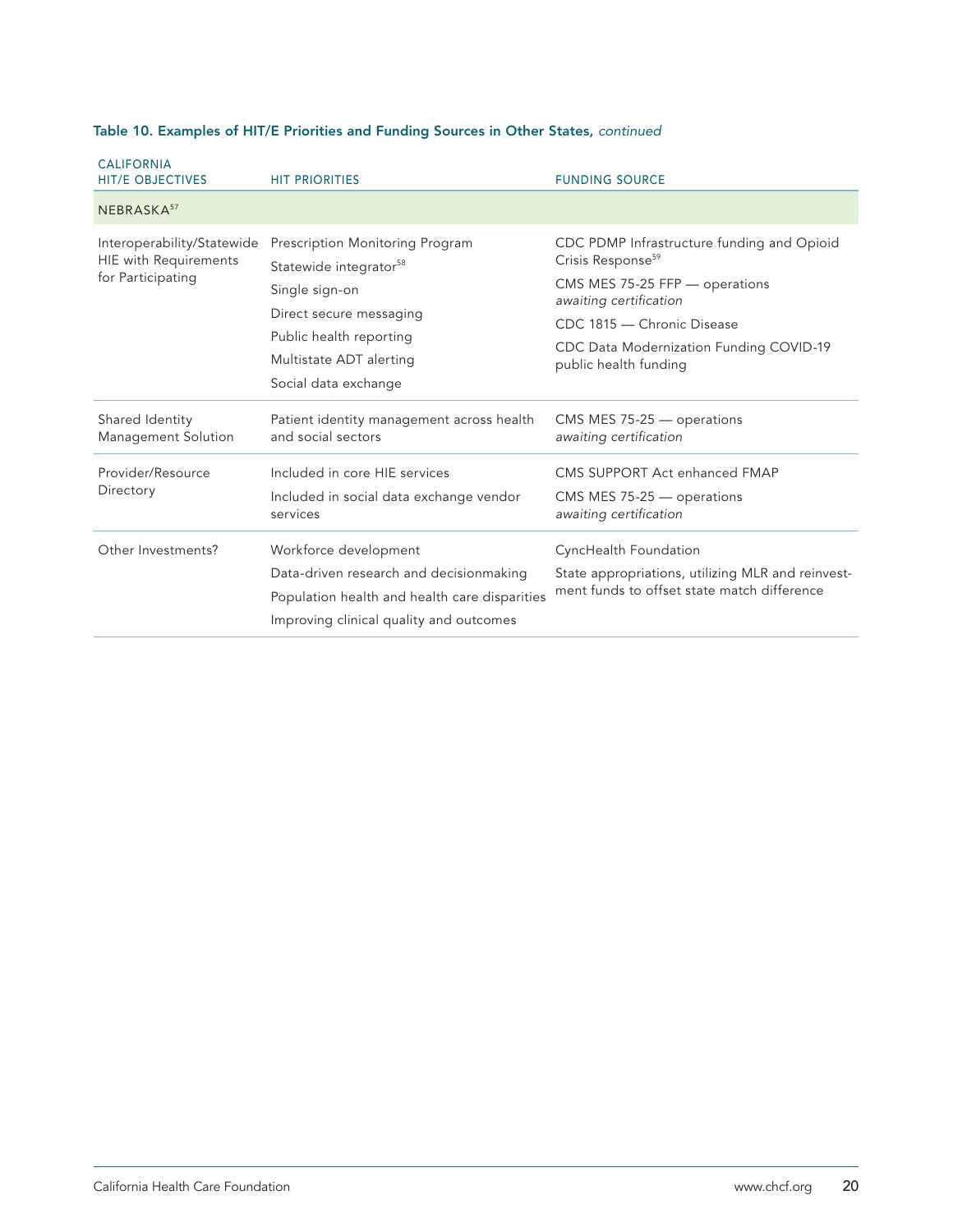**Table 10. Examples of HIT/E Priorities and Funding Sources in Other States,** *continued*

| CALIFORNIA HIT/E OBJECTIVES | HIT PRIORITIES | FUNDING SOURCE |
|---|---|---|
| NEBRASKA[57] | | |
| Interoperability/Statewide HIE with Requirements for Participating | Prescription Monitoring Program<br>Statewide integrator[58]<br>Single sign-on<br>Direct secure messaging<br>Public health reporting<br>Multistate ADT alerting<br>Social data exchange | CDC PDMP Infrastructure funding and Opioid Crisis Response[59]<br>CMS MES 75-25 FFP — operations *awaiting certification*<br>CDC 1815 — Chronic Disease<br>CDC Data Modernization Funding COVID-19 public health funding |
| Shared Identity Management Solution | Patient identity management across health and social sectors | CMS MES 75-25 — operations *awaiting certification* |
| Provider/Resource Directory | Included in core HIE services<br>Included in social data exchange vendor services | CMS SUPPORT Act enhanced FMAP<br>CMS MES 75-25 — operations *awaiting certification* |
| Other Investments? | Workforce development<br>Data-driven research and decisionmaking<br>Population health and health care disparities<br>Improving clinical quality and outcomes | CyncHealth Foundation<br>State appropriations, utilizing MLR and reinvestment funds to offset state match difference |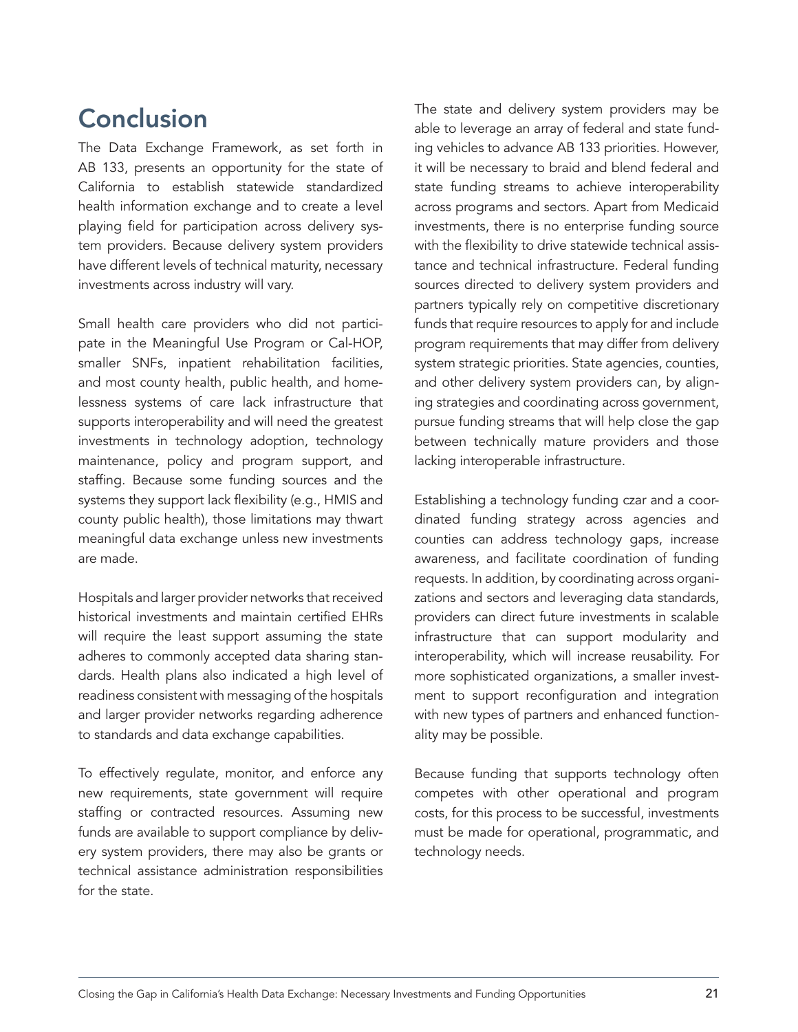# Conclusion

The Data Exchange Framework, as set forth in AB 133, presents an opportunity for the state of California to establish statewide standardized health information exchange and to create a level playing field for participation across delivery system providers. Because delivery system providers have different levels of technical maturity, necessary investments across industry will vary.

Small health care providers who did not participate in the Meaningful Use Program or Cal-HOP, smaller SNFs, inpatient rehabilitation facilities, and most county health, public health, and homelessness systems of care lack infrastructure that supports interoperability and will need the greatest investments in technology adoption, technology maintenance, policy and program support, and staffing. Because some funding sources and the systems they support lack flexibility (e.g., HMIS and county public health), those limitations may thwart meaningful data exchange unless new investments are made.

Hospitals and larger provider networks that received historical investments and maintain certified EHRs will require the least support assuming the state adheres to commonly accepted data sharing standards. Health plans also indicated a high level of readiness consistent with messaging of the hospitals and larger provider networks regarding adherence to standards and data exchange capabilities.

To effectively regulate, monitor, and enforce any new requirements, state government will require staffing or contracted resources. Assuming new funds are available to support compliance by delivery system providers, there may also be grants or technical assistance administration responsibilities for the state.

The state and delivery system providers may be able to leverage an array of federal and state funding vehicles to advance AB 133 priorities. However, it will be necessary to braid and blend federal and state funding streams to achieve interoperability across programs and sectors. Apart from Medicaid investments, there is no enterprise funding source with the flexibility to drive statewide technical assistance and technical infrastructure. Federal funding sources directed to delivery system providers and partners typically rely on competitive discretionary funds that require resources to apply for and include program requirements that may differ from delivery system strategic priorities. State agencies, counties, and other delivery system providers can, by aligning strategies and coordinating across government, pursue funding streams that will help close the gap between technically mature providers and those lacking interoperable infrastructure.

Establishing a technology funding czar and a coordinated funding strategy across agencies and counties can address technology gaps, increase awareness, and facilitate coordination of funding requests. In addition, by coordinating across organizations and sectors and leveraging data standards, providers can direct future investments in scalable infrastructure that can support modularity and interoperability, which will increase reusability. For more sophisticated organizations, a smaller investment to support reconfiguration and integration with new types of partners and enhanced functionality may be possible.

Because funding that supports technology often competes with other operational and program costs, for this process to be successful, investments must be made for operational, programmatic, and technology needs.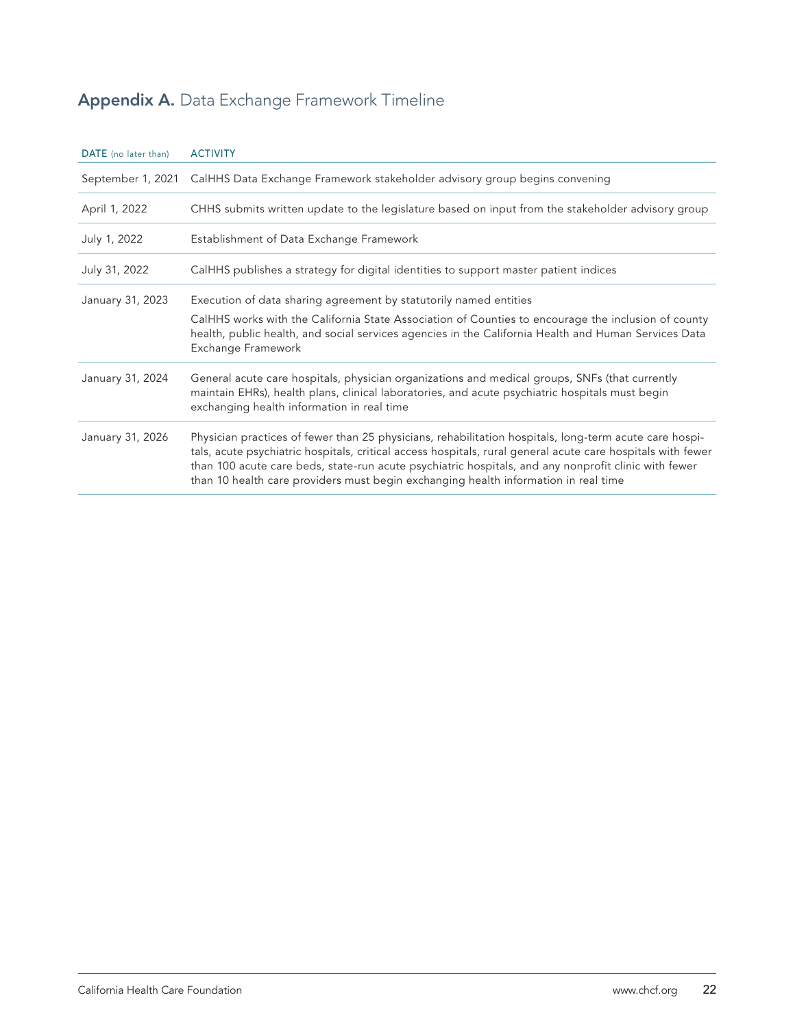## **Appendix A.** Data Exchange Framework Timeline

| DATE (no later than) | ACTIVITY |
|---|---|
| September 1, 2021 | CalHHS Data Exchange Framework stakeholder advisory group begins convening |
| April 1, 2022 | CHHS submits written update to the legislature based on input from the stakeholder advisory group |
| July 1, 2022 | Establishment of Data Exchange Framework |
| July 31, 2022 | CalHHS publishes a strategy for digital identities to support master patient indices |
| January 31, 2023 | Execution of data sharing agreement by statutorily named entities<br>CalHHS works with the California State Association of Counties to encourage the inclusion of county health, public health, and social services agencies in the California Health and Human Services Data Exchange Framework |
| January 31, 2024 | General acute care hospitals, physician organizations and medical groups, SNFs (that currently maintain EHRs), health plans, clinical laboratories, and acute psychiatric hospitals must begin exchanging health information in real time |
| January 31, 2026 | Physician practices of fewer than 25 physicians, rehabilitation hospitals, long-term acute care hospitals, acute psychiatric hospitals, critical access hospitals, rural general acute care hospitals with fewer than 100 acute care beds, state-run acute psychiatric hospitals, and any nonprofit clinic with fewer than 10 health care providers must begin exchanging health information in real time |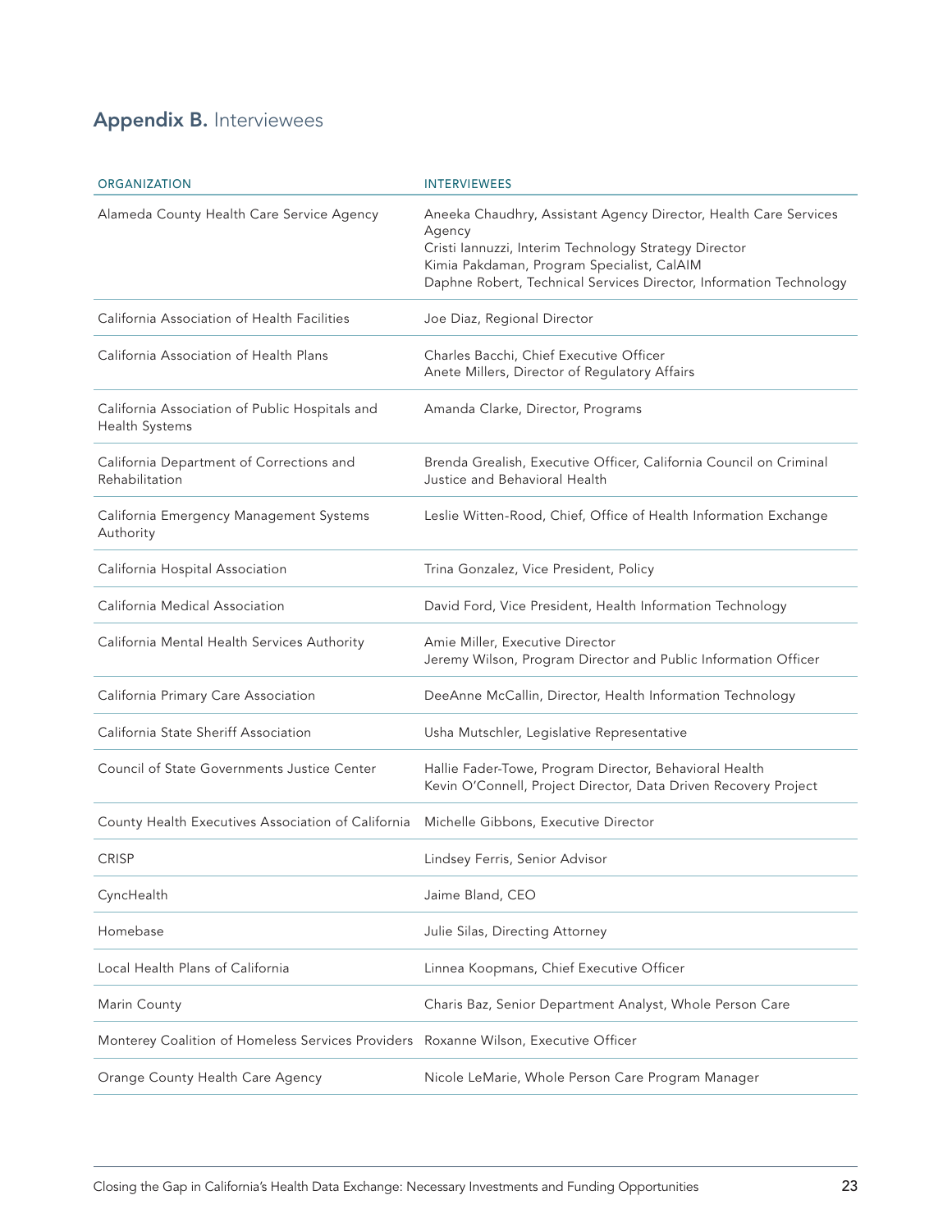## **Appendix B.** Interviewees

| ORGANIZATION | INTERVIEWEES |
|---|---|
| Alameda County Health Care Service Agency | Aneeka Chaudhry, Assistant Agency Director, Health Care Services Agency<br>Cristi Iannuzzi, Interim Technology Strategy Director<br>Kimia Pakdaman, Program Specialist, CalAIM<br>Daphne Robert, Technical Services Director, Information Technology |
| California Association of Health Facilities | Joe Diaz, Regional Director |
| California Association of Health Plans | Charles Bacchi, Chief Executive Officer<br>Anete Millers, Director of Regulatory Affairs |
| California Association of Public Hospitals and Health Systems | Amanda Clarke, Director, Programs |
| California Department of Corrections and Rehabilitation | Brenda Grealish, Executive Officer, California Council on Criminal Justice and Behavioral Health |
| California Emergency Management Systems Authority | Leslie Witten-Rood, Chief, Office of Health Information Exchange |
| California Hospital Association | Trina Gonzalez, Vice President, Policy |
| California Medical Association | David Ford, Vice President, Health Information Technology |
| California Mental Health Services Authority | Amie Miller, Executive Director<br>Jeremy Wilson, Program Director and Public Information Officer |
| California Primary Care Association | DeeAnne McCallin, Director, Health Information Technology |
| California State Sheriff Association | Usha Mutschler, Legislative Representative |
| Council of State Governments Justice Center | Hallie Fader-Towe, Program Director, Behavioral Health<br>Kevin O'Connell, Project Director, Data Driven Recovery Project |
| County Health Executives Association of California | Michelle Gibbons, Executive Director |
| CRISP | Lindsey Ferris, Senior Advisor |
| CyncHealth | Jaime Bland, CEO |
| Homebase | Julie Silas, Directing Attorney |
| Local Health Plans of California | Linnea Koopmans, Chief Executive Officer |
| Marin County | Charis Baz, Senior Department Analyst, Whole Person Care |
| Monterey Coalition of Homeless Services Providers | Roxanne Wilson, Executive Officer |
| Orange County Health Care Agency | Nicole LeMarie, Whole Person Care Program Manager |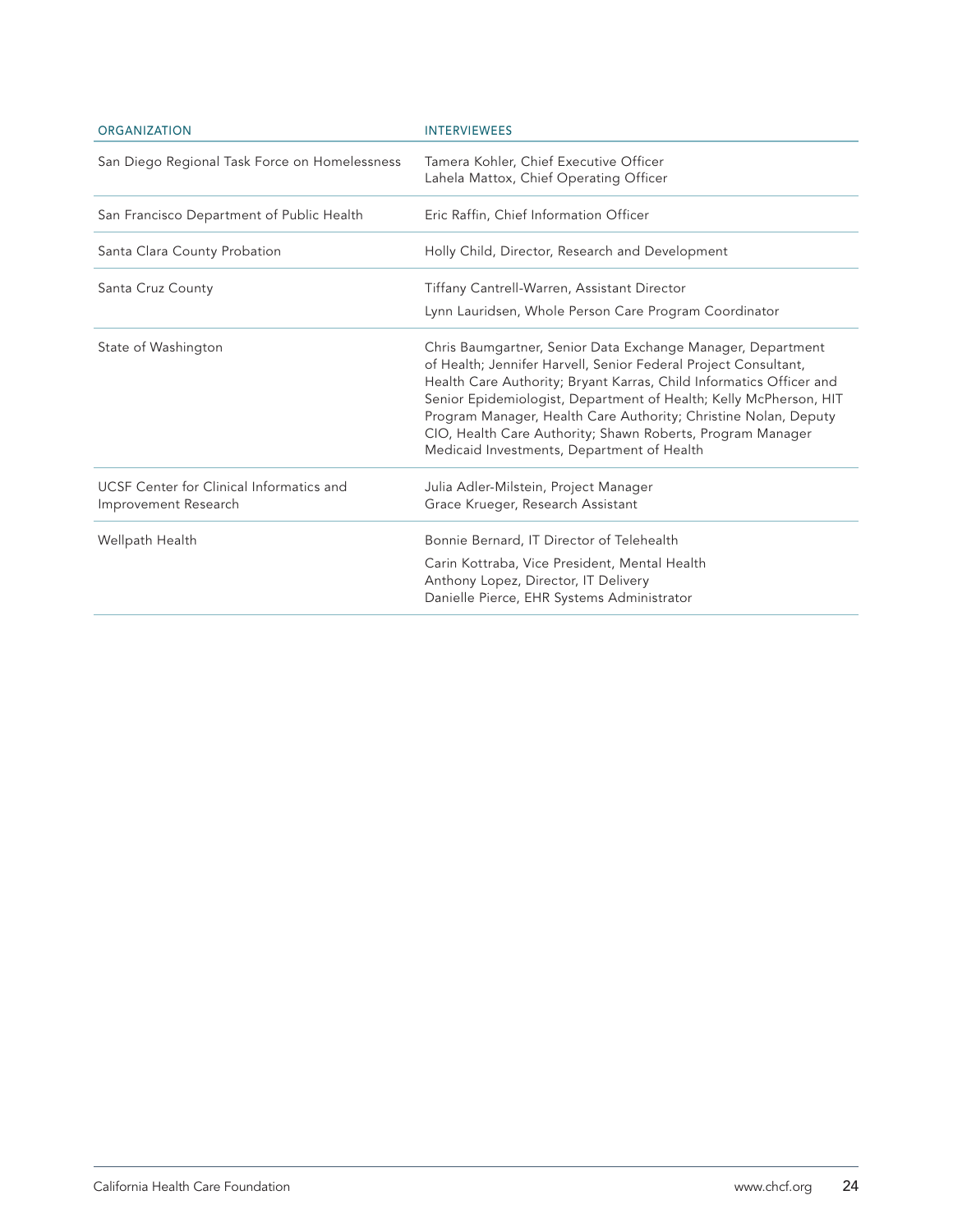| ORGANIZATION | INTERVIEWEES |
|---|---|
| San Diego Regional Task Force on Homelessness | Tamera Kohler, Chief Executive Officer<br>Lahela Mattox, Chief Operating Officer |
| San Francisco Department of Public Health | Eric Raffin, Chief Information Officer |
| Santa Clara County Probation | Holly Child, Director, Research and Development |
| Santa Cruz County | Tiffany Cantrell-Warren, Assistant Director<br>Lynn Lauridsen, Whole Person Care Program Coordinator |
| State of Washington | Chris Baumgartner, Senior Data Exchange Manager, Department of Health; Jennifer Harvell, Senior Federal Project Consultant, Health Care Authority; Bryant Karras, Child Informatics Officer and Senior Epidemiologist, Department of Health; Kelly McPherson, HIT Program Manager, Health Care Authority; Christine Nolan, Deputy CIO, Health Care Authority; Shawn Roberts, Program Manager Medicaid Investments, Department of Health |
| UCSF Center for Clinical Informatics and Improvement Research | Julia Adler-Milstein, Project Manager<br>Grace Krueger, Research Assistant |
| Wellpath Health | Bonnie Bernard, IT Director of Telehealth<br>Carin Kottraba, Vice President, Mental Health<br>Anthony Lopez, Director, IT Delivery<br>Danielle Pierce, EHR Systems Administrator |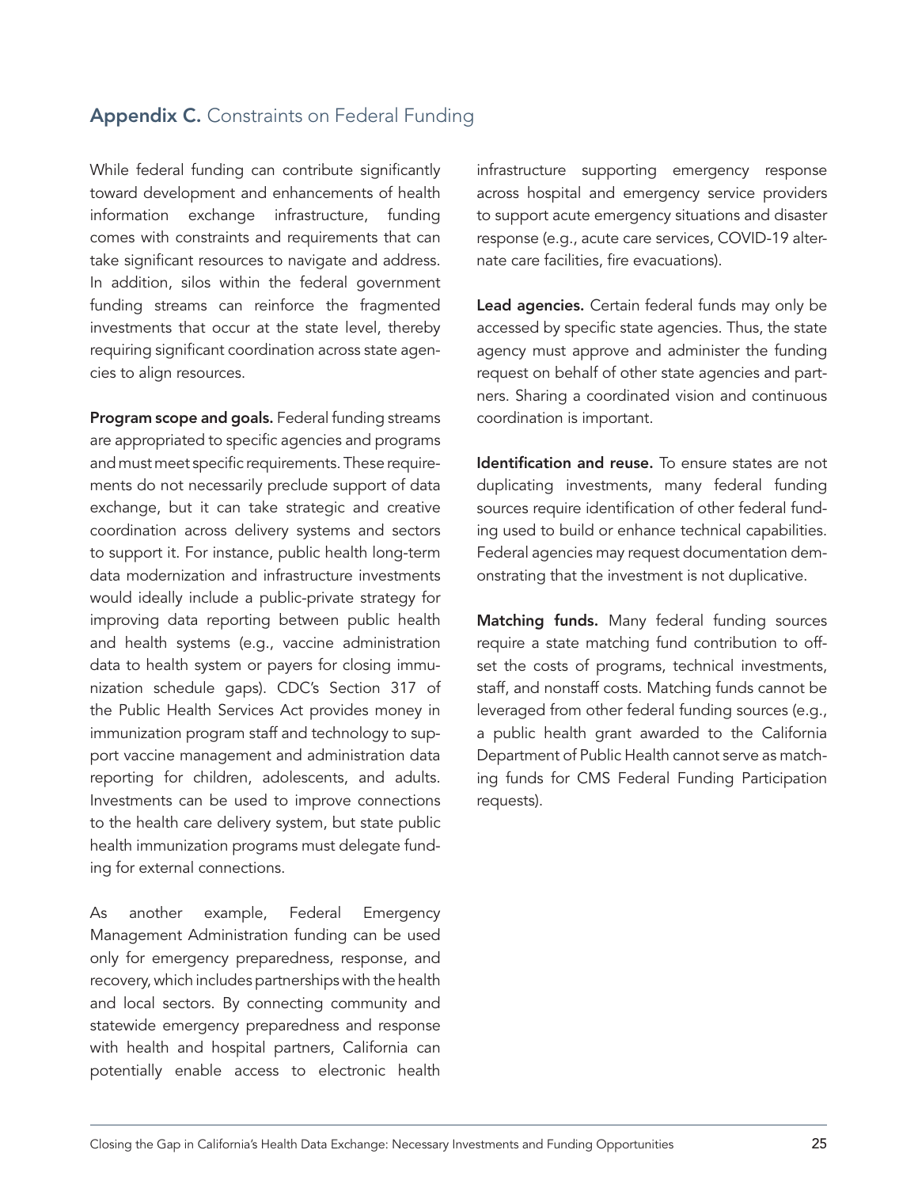## **Appendix C.** Constraints on Federal Funding

While federal funding can contribute significantly toward development and enhancements of health information exchange infrastructure, funding comes with constraints and requirements that can take significant resources to navigate and address. In addition, silos within the federal government funding streams can reinforce the fragmented investments that occur at the state level, thereby requiring significant coordination across state agencies to align resources.

**Program scope and goals.** Federal funding streams are appropriated to specific agencies and programs and must meet specific requirements. These requirements do not necessarily preclude support of data exchange, but it can take strategic and creative coordination across delivery systems and sectors to support it. For instance, public health long-term data modernization and infrastructure investments would ideally include a public-private strategy for improving data reporting between public health and health systems (e.g., vaccine administration data to health system or payers for closing immunization schedule gaps). CDC's Section 317 of the Public Health Services Act provides money in immunization program staff and technology to support vaccine management and administration data reporting for children, adolescents, and adults. Investments can be used to improve connections to the health care delivery system, but state public health immunization programs must delegate funding for external connections.

As another example, Federal Emergency Management Administration funding can be used only for emergency preparedness, response, and recovery, which includes partnerships with the health and local sectors. By connecting community and statewide emergency preparedness and response with health and hospital partners, California can potentially enable access to electronic health infrastructure supporting emergency response across hospital and emergency service providers to support acute emergency situations and disaster response (e.g., acute care services, COVID-19 alternate care facilities, fire evacuations).

**Lead agencies.** Certain federal funds may only be accessed by specific state agencies. Thus, the state agency must approve and administer the funding request on behalf of other state agencies and partners. Sharing a coordinated vision and continuous coordination is important.

**Identification and reuse.** To ensure states are not duplicating investments, many federal funding sources require identification of other federal funding used to build or enhance technical capabilities. Federal agencies may request documentation demonstrating that the investment is not duplicative.

**Matching funds.** Many federal funding sources require a state matching fund contribution to offset the costs of programs, technical investments, staff, and nonstaff costs. Matching funds cannot be leveraged from other federal funding sources (e.g., a public health grant awarded to the California Department of Public Health cannot serve as matching funds for CMS Federal Funding Participation requests).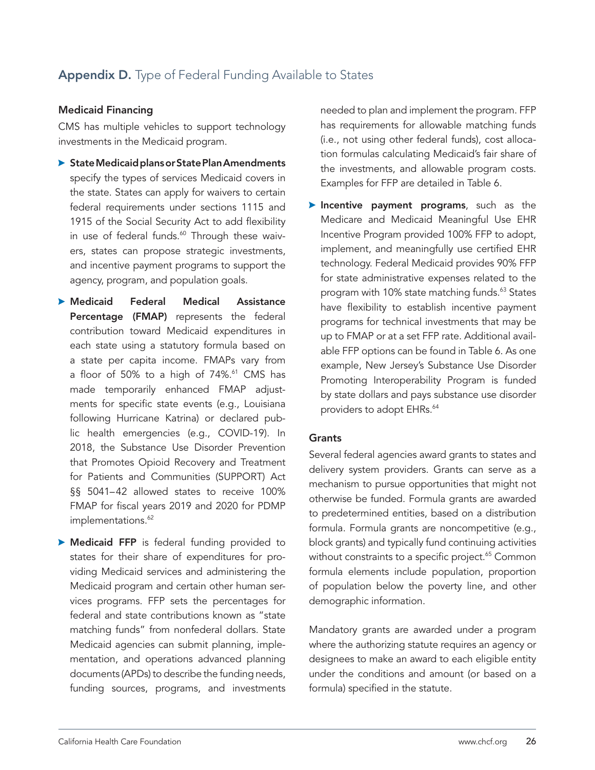## **Appendix D.** Type of Federal Funding Available to States

### Medicaid Financing

CMS has multiple vehicles to support technology investments in the Medicaid program.

- **State Medicaid plans or State Plan Amendments** specify the types of services Medicaid covers in the state. States can apply for waivers to certain federal requirements under sections 1115 and 1915 of the Social Security Act to add flexibility in use of federal funds.[60] Through these waivers, states can propose strategic investments, and incentive payment programs to support the agency, program, and population goals.
- **Medicaid Federal Medical Assistance Percentage (FMAP)** represents the federal contribution toward Medicaid expenditures in each state using a statutory formula based on a state per capita income. FMAPs vary from a floor of 50% to a high of 74%.[61] CMS has made temporarily enhanced FMAP adjustments for specific state events (e.g., Louisiana following Hurricane Katrina) or declared public health emergencies (e.g., COVID-19). In 2018, the Substance Use Disorder Prevention that Promotes Opioid Recovery and Treatment for Patients and Communities (SUPPORT) Act §§ 5041–42 allowed states to receive 100% FMAP for fiscal years 2019 and 2020 for PDMP implementations.[62]
- **Medicaid FFP** is federal funding provided to states for their share of expenditures for providing Medicaid services and administering the Medicaid program and certain other human services programs. FFP sets the percentages for federal and state contributions known as "state matching funds" from nonfederal dollars. State Medicaid agencies can submit planning, implementation, and operations advanced planning documents (APDs) to describe the funding needs, funding sources, programs, and investments needed to plan and implement the program. FFP has requirements for allowable matching funds (i.e., not using other federal funds), cost allocation formulas calculating Medicaid's fair share of the investments, and allowable program costs. Examples for FFP are detailed in Table 6.
- **Incentive payment programs**, such as the Medicare and Medicaid Meaningful Use EHR Incentive Program provided 100% FFP to adopt, implement, and meaningfully use certified EHR technology. Federal Medicaid provides 90% FFP for state administrative expenses related to the program with 10% state matching funds.[63] States have flexibility to establish incentive payment programs for technical investments that may be up to FMAP or at a set FFP rate. Additional available FFP options can be found in Table 6. As one example, New Jersey's Substance Use Disorder Promoting Interoperability Program is funded by state dollars and pays substance use disorder providers to adopt EHRs.[64]

### Grants

Several federal agencies award grants to states and delivery system providers. Grants can serve as a mechanism to pursue opportunities that might not otherwise be funded. Formula grants are awarded to predetermined entities, based on a distribution formula. Formula grants are noncompetitive (e.g., block grants) and typically fund continuing activities without constraints to a specific project.[65] Common formula elements include population, proportion of population below the poverty line, and other demographic information.

Mandatory grants are awarded under a program where the authorizing statute requires an agency or designees to make an award to each eligible entity under the conditions and amount (or based on a formula) specified in the statute.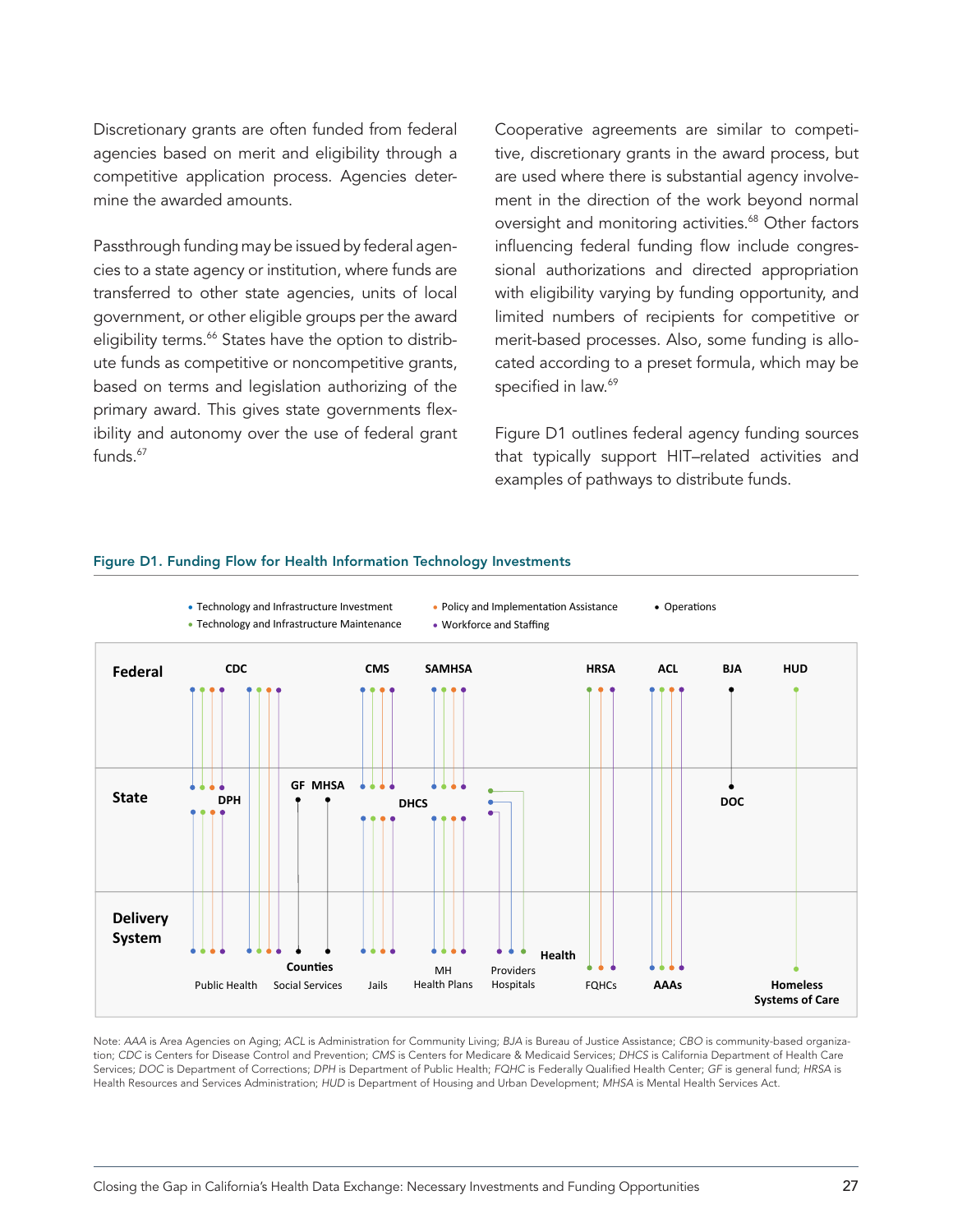Discretionary grants are often funded from federal agencies based on merit and eligibility through a competitive application process. Agencies determine the awarded amounts.

Passthrough funding may be issued by federal agencies to a state agency or institution, where funds are transferred to other state agencies, units of local government, or other eligible groups per the award eligibility terms.[66] States have the option to distribute funds as competitive or noncompetitive grants, based on terms and legislation authorizing of the primary award. This gives state governments flexibility and autonomy over the use of federal grant funds.[67]

Cooperative agreements are similar to competitive, discretionary grants in the award process, but are used where there is substantial agency involvement in the direction of the work beyond normal oversight and monitoring activities.[68] Other factors influencing federal funding flow include congressional authorizations and directed appropriation with eligibility varying by funding opportunity, and limited numbers of recipients for competitive or merit-based processes. Also, some funding is allocated according to a preset formula, which may be specified in law.[69]

Figure D1 outlines federal agency funding sources that typically support HIT–related activities and examples of pathways to distribute funds.

**Figure D1. Funding Flow for Health Information Technology Investments**

- Technology and Infrastructure Investment
- Technology and Infrastructure Maintenance
- Policy and Implementation Assistance
- Workforce and Staffing
- Operations

**Federal:** CDC, CMS, SAMHSA, HRSA, ACL, BJA, HUD

**State:** DPH, GF, MHSA, DHCS, DOC

**Delivery System:** Public Health, Counties, Social Services, Jails, MH Health Plans, Health Providers, Hospitals, FQHCs, AAAs, Homeless Systems of Care

Note: *AAA* is Area Agencies on Aging; *ACL* is Administration for Community Living; *BJA* is Bureau of Justice Assistance; *CBO* is community-based organization; *CDC* is Centers for Disease Control and Prevention; *CMS* is Centers for Medicare & Medicaid Services; *DHCS* is California Department of Health Care Services; *DOC* is Department of Corrections; *DPH* is Department of Public Health; *FQHC* is Federally Qualified Health Center; *GF* is general fund; *HRSA* is Health Resources and Services Administration; *HUD* is Department of Housing and Urban Development; *MHSA* is Mental Health Services Act.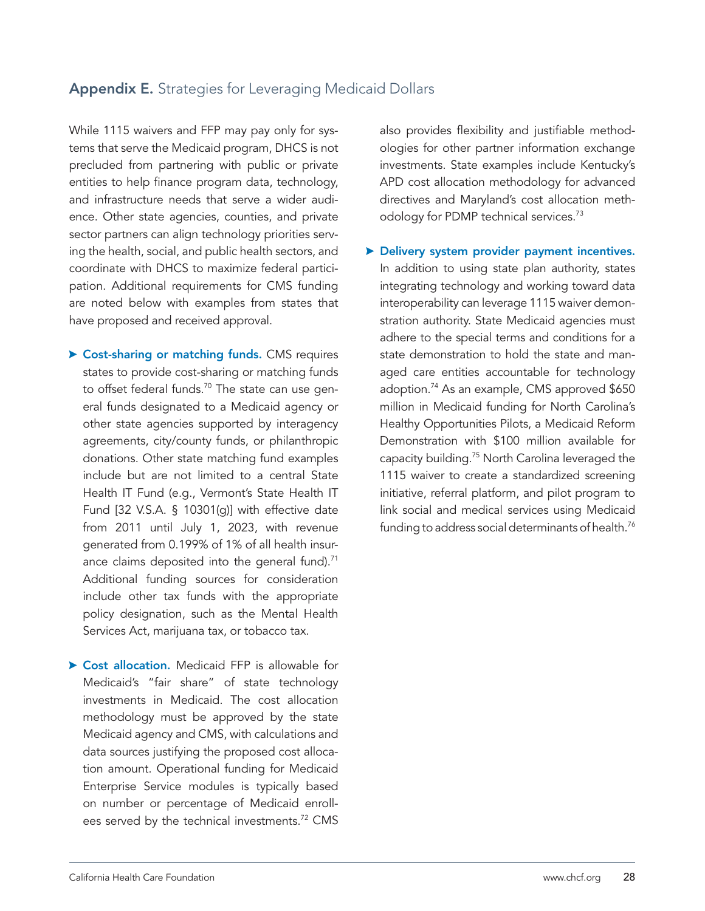## **Appendix E.** Strategies for Leveraging Medicaid Dollars

While 1115 waivers and FFP may pay only for systems that serve the Medicaid program, DHCS is not precluded from partnering with public or private entities to help finance program data, technology, and infrastructure needs that serve a wider audience. Other state agencies, counties, and private sector partners can align technology priorities serving the health, social, and public health sectors, and coordinate with DHCS to maximize federal participation. Additional requirements for CMS funding are noted below with examples from states that have proposed and received approval.

- **Cost-sharing or matching funds.** CMS requires states to provide cost-sharing or matching funds to offset federal funds.[70] The state can use general funds designated to a Medicaid agency or other state agencies supported by interagency agreements, city/county funds, or philanthropic donations. Other state matching fund examples include but are not limited to a central State Health IT Fund (e.g., Vermont's State Health IT Fund [32 V.S.A. § 10301(g)] with effective date from 2011 until July 1, 2023, with revenue generated from 0.199% of 1% of all health insurance claims deposited into the general fund).[71] Additional funding sources for consideration include other tax funds with the appropriate policy designation, such as the Mental Health Services Act, marijuana tax, or tobacco tax.

- **Cost allocation.** Medicaid FFP is allowable for Medicaid's "fair share" of state technology investments in Medicaid. The cost allocation methodology must be approved by the state Medicaid agency and CMS, with calculations and data sources justifying the proposed cost allocation amount. Operational funding for Medicaid Enterprise Service modules is typically based on number or percentage of Medicaid enrollees served by the technical investments.[72] CMS also provides flexibility and justifiable methodologies for other partner information exchange investments. State examples include Kentucky's APD cost allocation methodology for advanced directives and Maryland's cost allocation methodology for PDMP technical services.[73]

- **Delivery system provider payment incentives.** In addition to using state plan authority, states integrating technology and working toward data interoperability can leverage 1115 waiver demonstration authority. State Medicaid agencies must adhere to the special terms and conditions for a state demonstration to hold the state and managed care entities accountable for technology adoption.[74] As an example, CMS approved $650 million in Medicaid funding for North Carolina's Healthy Opportunities Pilots, a Medicaid Reform Demonstration with $100 million available for capacity building.[75] North Carolina leveraged the 1115 waiver to create a standardized screening initiative, referral platform, and pilot program to link social and medical services using Medicaid funding to address social determinants of health.[76]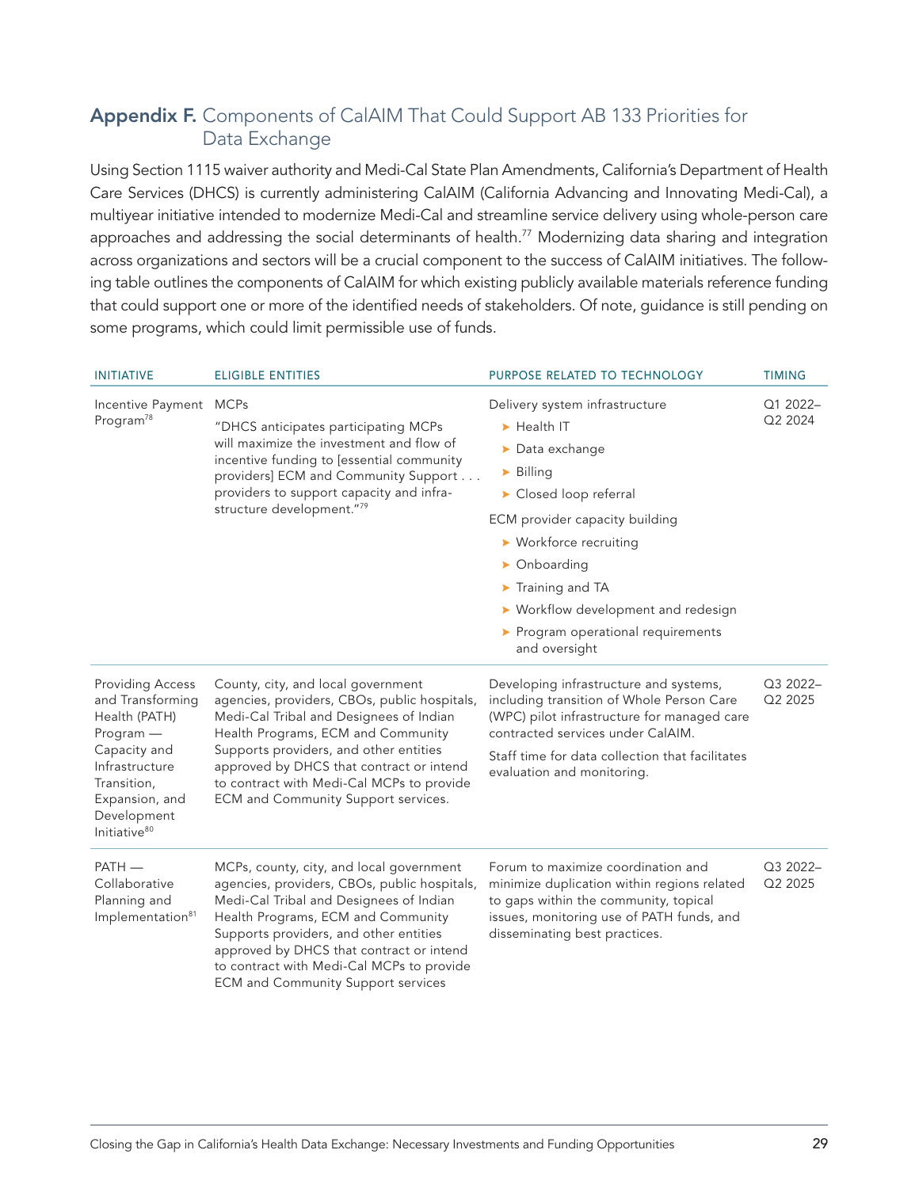## **Appendix F.** Components of CalAIM That Could Support AB 133 Priorities for Data Exchange

Using Section 1115 waiver authority and Medi-Cal State Plan Amendments, California's Department of Health Care Services (DHCS) is currently administering CalAIM (California Advancing and Innovating Medi-Cal), a multiyear initiative intended to modernize Medi-Cal and streamline service delivery using whole-person care approaches and addressing the social determinants of health.[77] Modernizing data sharing and integration across organizations and sectors will be a crucial component to the success of CalAIM initiatives. The following table outlines the components of CalAIM for which existing publicly available materials reference funding that could support one or more of the identified needs of stakeholders. Of note, guidance is still pending on some programs, which could limit permissible use of funds.

| INITIATIVE | ELIGIBLE ENTITIES | PURPOSE RELATED TO TECHNOLOGY | TIMING |
|---|---|---|---|
| Incentive Payment Program[78] | MCPs<br>"DHCS anticipates participating MCPs will maximize the investment and flow of incentive funding to [essential community providers] ECM and Community Support . . . providers to support capacity and infrastructure development."[79] | Delivery system infrastructure<br>▸ Health IT<br>▸ Data exchange<br>▸ Billing<br>▸ Closed loop referral<br>ECM provider capacity building<br>▸ Workforce recruiting<br>▸ Onboarding<br>▸ Training and TA<br>▸ Workflow development and redesign<br>▸ Program operational requirements and oversight | Q1 2022–Q2 2024 |
| Providing Access and Transforming Health (PATH) Program — Capacity and Infrastructure Transition, Expansion, and Development Initiative[80] | County, city, and local government agencies, providers, CBOs, public hospitals, Medi-Cal Tribal and Designees of Indian Health Programs, ECM and Community Supports providers, and other entities approved by DHCS that contract or intend to contract with Medi-Cal MCPs to provide ECM and Community Support services. | Developing infrastructure and systems, including transition of Whole Person Care (WPC) pilot infrastructure for managed care contracted services under CalAIM.<br>Staff time for data collection that facilitates evaluation and monitoring. | Q3 2022–Q2 2025 |
| PATH — Collaborative Planning and Implementation[81] | MCPs, county, city, and local government agencies, providers, CBOs, public hospitals, Medi-Cal Tribal and Designees of Indian Health Programs, ECM and Community Supports providers, and other entities approved by DHCS that contract or intend to contract with Medi-Cal MCPs to provide ECM and Community Support services | Forum to maximize coordination and minimize duplication within regions related to gaps within the community, topical issues, monitoring use of PATH funds, and disseminating best practices. | Q3 2022–Q2 2025 |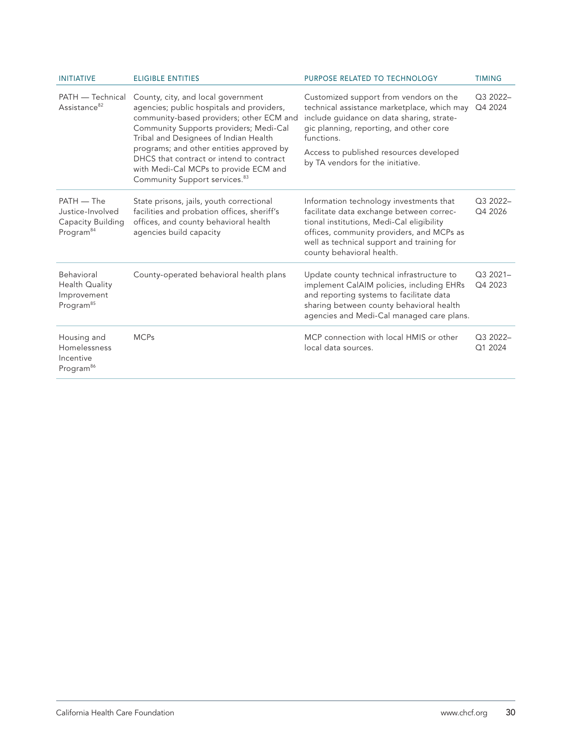| INITIATIVE | ELIGIBLE ENTITIES | PURPOSE RELATED TO TECHNOLOGY | TIMING |
|---|---|---|---|
| PATH — Technical Assistance[82] | County, city, and local government agencies; public hospitals and providers, community-based providers; other ECM and Community Supports providers; Medi-Cal Tribal and Designees of Indian Health programs; and other entities approved by DHCS that contract or intend to contract with Medi-Cal MCPs to provide ECM and Community Support services.[83] | Customized support from vendors on the technical assistance marketplace, which may include guidance on data sharing, strategic planning, reporting, and other core functions. Access to published resources developed by TA vendors for the initiative. | Q3 2022–Q4 2024 |
| PATH — The Justice-Involved Capacity Building Program[84] | State prisons, jails, youth correctional facilities and probation offices, sheriff's offices, and county behavioral health agencies build capacity | Information technology investments that facilitate data exchange between correctional institutions, Medi-Cal eligibility offices, community providers, and MCPs as well as technical support and training for county behavioral health. | Q3 2022–Q4 2026 |
| Behavioral Health Quality Improvement Program[85] | County-operated behavioral health plans | Update county technical infrastructure to implement CalAIM policies, including EHRs and reporting systems to facilitate data sharing between county behavioral health agencies and Medi-Cal managed care plans. | Q3 2021–Q4 2023 |
| Housing and Homelessness Incentive Program[86] | MCPs | MCP connection with local HMIS or other local data sources. | Q3 2022–Q1 2024 |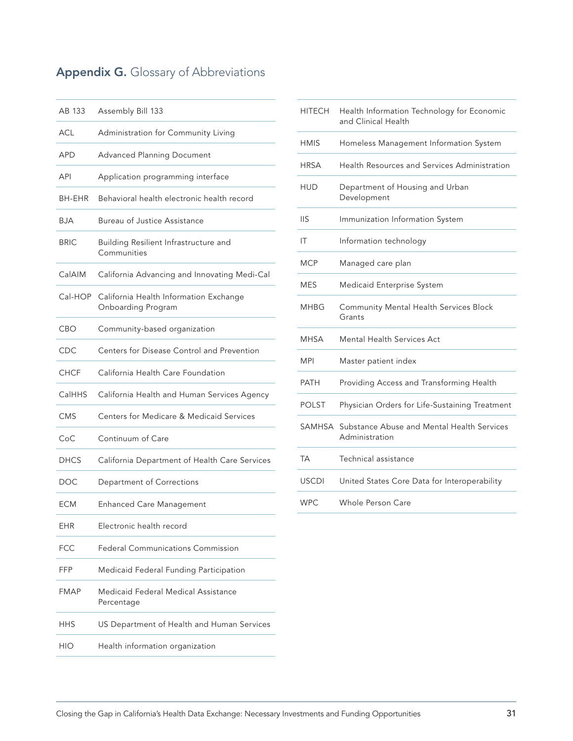## **Appendix G.** Glossary of Abbreviations

| | |
|---|---|
| AB 133 | Assembly Bill 133 |
| ACL | Administration for Community Living |
| APD | Advanced Planning Document |
| API | Application programming interface |
| BH-EHR | Behavioral health electronic health record |
| BJA | Bureau of Justice Assistance |
| BRIC | Building Resilient Infrastructure and Communities |
| CalAIM | California Advancing and Innovating Medi-Cal |
| Cal-HOP | California Health Information Exchange Onboarding Program |
| CBO | Community-based organization |
| CDC | Centers for Disease Control and Prevention |
| CHCF | California Health Care Foundation |
| CalHHS | California Health and Human Services Agency |
| CMS | Centers for Medicare & Medicaid Services |
| CoC | Continuum of Care |
| DHCS | California Department of Health Care Services |
| DOC | Department of Corrections |
| ECM | Enhanced Care Management |
| EHR | Electronic health record |
| FCC | Federal Communications Commission |
| FFP | Medicaid Federal Funding Participation |
| FMAP | Medicaid Federal Medical Assistance Percentage |
| HHS | US Department of Health and Human Services |
| HIO | Health information organization |
| HITECH | Health Information Technology for Economic and Clinical Health |
| HMIS | Homeless Management Information System |
| HRSA | Health Resources and Services Administration |
| HUD | Department of Housing and Urban Development |
| IIS | Immunization Information System |
| IT | Information technology |
| MCP | Managed care plan |
| MES | Medicaid Enterprise System |
| MHBG | Community Mental Health Services Block Grants |
| MHSA | Mental Health Services Act |
| MPI | Master patient index |
| PATH | Providing Access and Transforming Health |
| POLST | Physician Orders for Life-Sustaining Treatment |
| SAMHSA | Substance Abuse and Mental Health Services Administration |
| TA | Technical assistance |
| USCDI | United States Core Data for Interoperability |
| WPC | Whole Person Care |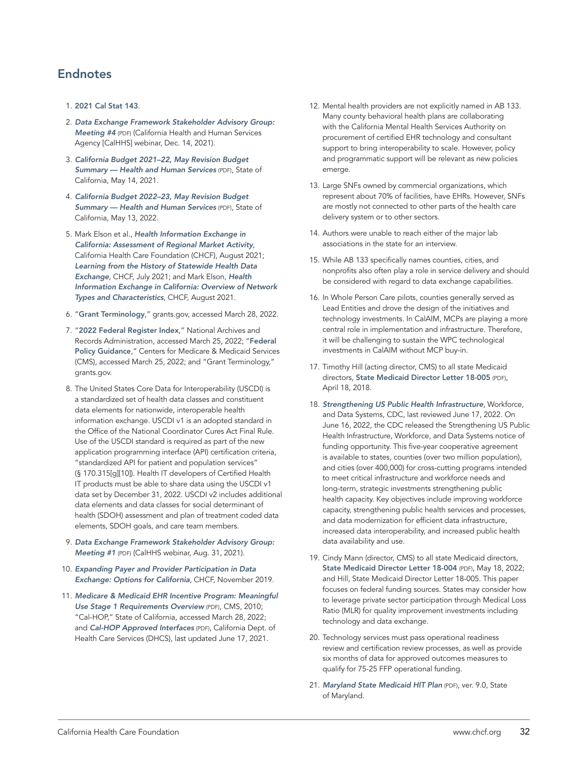## Endnotes

1. **2021 Cal Stat 143**.
2. ***Data Exchange Framework Stakeholder Advisory Group: Meeting #4*** (PDF) (California Health and Human Services Agency [CalHHS] webinar, Dec. 14, 2021).
3. ***California Budget 2021–22, May Revision Budget Summary — Health and Human Services*** (PDF), State of California, May 14, 2021.
4. ***California Budget 2022–23, May Revision Budget Summary — Health and Human Services*** (PDF), State of California, May 13, 2022.
5. Mark Elson et al., ***Health Information Exchange in California: Assessment of Regional Market Activity***, California Health Care Foundation (CHCF), August 2021; ***Learning from the History of Statewide Health Data Exchange***, CHCF, July 2021; and Mark Elson, ***Health Information Exchange in California: Overview of Network Types and Characteristics***, CHCF, August 2021.
6. "**Grant Terminology**," grants.gov, accessed March 28, 2022.
7. "**2022 Federal Register Index**," National Archives and Records Administration, accessed March 25, 2022; "**Federal Policy Guidance**," Centers for Medicare & Medicaid Services (CMS), accessed March 25, 2022; and "Grant Terminology," grants.gov.
8. The United States Core Data for Interoperability (USCDI) is a standardized set of health data classes and constituent data elements for nationwide, interoperable health information exchange. USCDI v1 is an adopted standard in the Office of the National Coordinator Cures Act Final Rule. Use of the USCDI standard is required as part of the new application programming interface (API) certification criteria, "standardized API for patient and population services" (§ 170.315[g][10]). Health IT developers of Certified Health IT products must be able to share data using the USCDI v1 data set by December 31, 2022. USCDI v2 includes additional data elements and data classes for social determinant of health (SDOH) assessment and plan of treatment coded data elements, SDOH goals, and care team members.
9. ***Data Exchange Framework Stakeholder Advisory Group: Meeting #1*** (PDF) (CalHHS webinar, Aug. 31, 2021).
10. ***Expanding Payer and Provider Participation in Data Exchange: Options for California***, CHCF, November 2019.
11. ***Medicare & Medicaid EHR Incentive Program: Meaningful Use Stage 1 Requirements Overview*** (PDF), CMS, 2010; "Cal-HOP," State of California, accessed March 28, 2022; and ***Cal-HOP Approved Interfaces*** (PDF), California Dept. of Health Care Services (DHCS), last updated June 17, 2021.
12. Mental health providers are not explicitly named in AB 133. Many county behavioral health plans are collaborating with the California Mental Health Services Authority on procurement of certified EHR technology and consultant support to bring interoperability to scale. However, policy and programmatic support will be relevant as new policies emerge.
13. Large SNFs owned by commercial organizations, which represent about 70% of facilities, have EHRs. However, SNFs are mostly not connected to other parts of the health care delivery system or to other sectors.
14. Authors were unable to reach either of the major lab associations in the state for an interview.
15. While AB 133 specifically names counties, cities, and nonprofits also often play a role in service delivery and should be considered with regard to data exchange capabilities.
16. In Whole Person Care pilots, counties generally served as Lead Entities and drove the design of the initiatives and technology investments. In CalAIM, MCPs are playing a more central role in implementation and infrastructure. Therefore, it will be challenging to sustain the WPC technological investments in CalAIM without MCP buy-in.
17. Timothy Hill (acting director, CMS) to all state Medicaid directors, **State Medicaid Director Letter 18-005** (PDF), April 18, 2018.
18. ***Strengthening US Public Health Infrastructure***, Workforce, and Data Systems, CDC, last reviewed June 17, 2022. On June 16, 2022, the CDC released the Strengthening US Public Health Infrastructure, Workforce, and Data Systems notice of funding opportunity. This five-year cooperative agreement is available to states, counties (over two million population), and cities (over 400,000) for cross-cutting programs intended to meet critical infrastructure and workforce needs and long-term, strategic investments strengthening public health capacity. Key objectives include improving workforce capacity, strengthening public health services and processes, and data modernization for efficient data infrastructure, increased data interoperability, and increased public health data availability and use.
19. Cindy Mann (director, CMS) to all state Medicaid directors, **State Medicaid Director Letter 18-004** (PDF), May 18, 2022; and Hill, State Medicaid Director Letter 18-005. This paper focuses on federal funding sources. States may consider how to leverage private sector participation through Medical Loss Ratio (MLR) for quality improvement investments including technology and data exchange.
20. Technology services must pass operational readiness review and certification review processes, as well as provide six months of data for approved outcomes measures to qualify for 75-25 FFP operational funding.
21. ***Maryland State Medicaid HIT Plan*** (PDF), ver. 9.0, State of Maryland.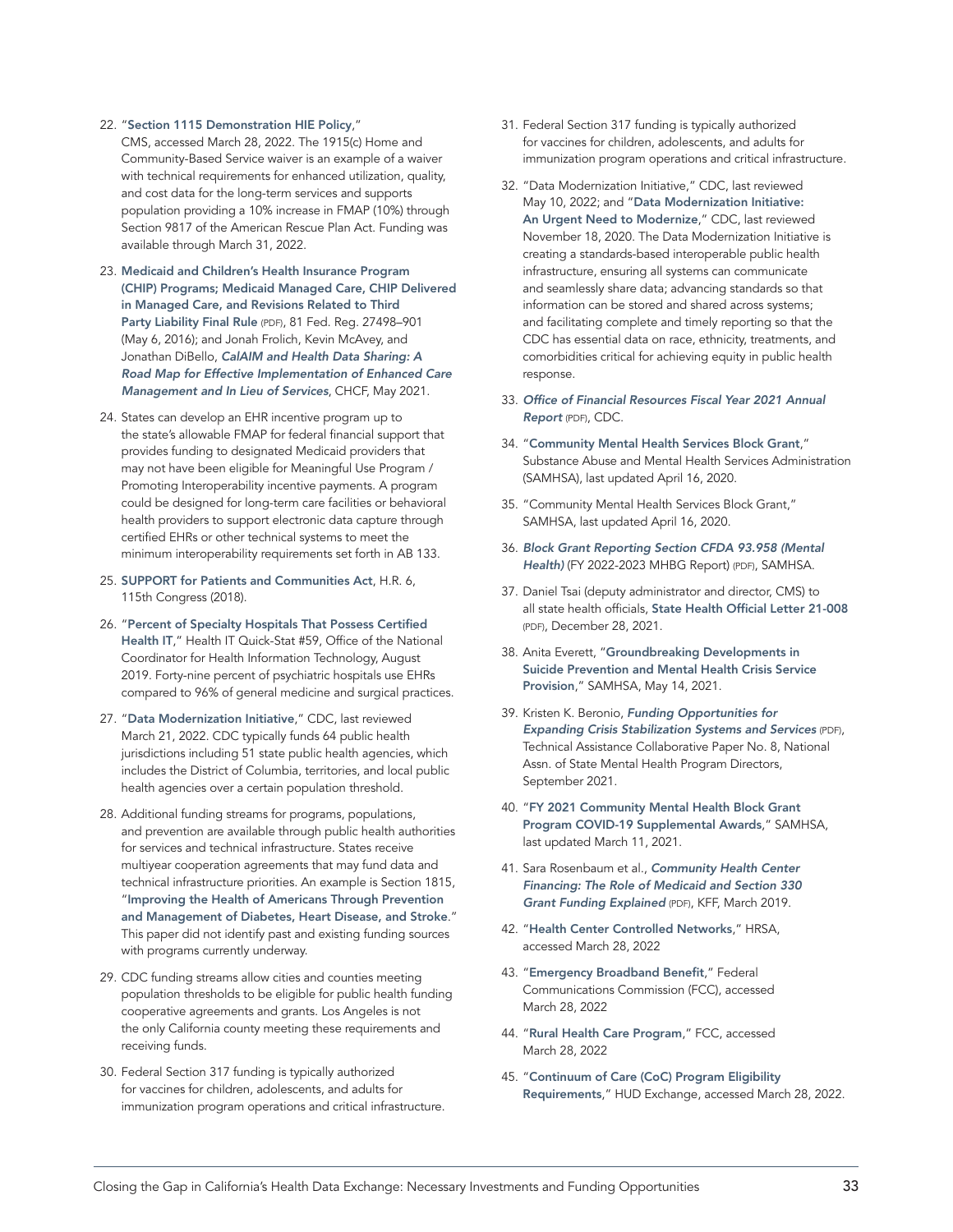22. "**Section 1115 Demonstration HIE Policy**," CMS, accessed March 28, 2022. The 1915(c) Home and Community-Based Service waiver is an example of a waiver with technical requirements for enhanced utilization, quality, and cost data for the long-term services and supports population providing a 10% increase in FMAP (10%) through Section 9817 of the American Rescue Plan Act. Funding was available through March 31, 2022.

23. **Medicaid and Children's Health Insurance Program (CHIP) Programs; Medicaid Managed Care, CHIP Delivered in Managed Care, and Revisions Related to Third Party Liability Final Rule** (PDF), 81 Fed. Reg. 27498–901 (May 6, 2016); and Jonah Frolich, Kevin McAvey, and Jonathan DiBello, ***CalAIM and Health Data Sharing: A Road Map for Effective Implementation of Enhanced Care Management and In Lieu of Services***, CHCF, May 2021.

24. States can develop an EHR incentive program up to the state's allowable FMAP for federal financial support that provides funding to designated Medicaid providers that may not have been eligible for Meaningful Use Program / Promoting Interoperability incentive payments. A program could be designed for long-term care facilities or behavioral health providers to support electronic data capture through certified EHRs or other technical systems to meet the minimum interoperability requirements set forth in AB 133.

25. **SUPPORT for Patients and Communities Act**, H.R. 6, 115th Congress (2018).

26. "**Percent of Specialty Hospitals That Possess Certified Health IT**," Health IT Quick-Stat #59, Office of the National Coordinator for Health Information Technology, August 2019. Forty-nine percent of psychiatric hospitals use EHRs compared to 96% of general medicine and surgical practices.

27. "**Data Modernization Initiative**," CDC, last reviewed March 21, 2022. CDC typically funds 64 public health jurisdictions including 51 state public health agencies, which includes the District of Columbia, territories, and local public health agencies over a certain population threshold.

28. Additional funding streams for programs, populations, and prevention are available through public health authorities for services and technical infrastructure. States receive multiyear cooperation agreements that may fund data and technical infrastructure priorities. An example is Section 1815, "**Improving the Health of Americans Through Prevention and Management of Diabetes, Heart Disease, and Stroke**." This paper did not identify past and existing funding sources with programs currently underway.

29. CDC funding streams allow cities and counties meeting population thresholds to be eligible for public health funding cooperative agreements and grants. Los Angeles is not the only California county meeting these requirements and receiving funds.

30. Federal Section 317 funding is typically authorized for vaccines for children, adolescents, and adults for immunization program operations and critical infrastructure.

31. Federal Section 317 funding is typically authorized for vaccines for children, adolescents, and adults for immunization program operations and critical infrastructure.

32. "Data Modernization Initiative," CDC, last reviewed May 10, 2022; and "**Data Modernization Initiative: An Urgent Need to Modernize**," CDC, last reviewed November 18, 2020. The Data Modernization Initiative is creating a standards-based interoperable public health infrastructure, ensuring all systems can communicate and seamlessly share data; advancing standards so that information can be stored and shared across systems; and facilitating complete and timely reporting so that the CDC has essential data on race, ethnicity, treatments, and comorbidities critical for achieving equity in public health response.

33. ***Office of Financial Resources Fiscal Year 2021 Annual Report*** (PDF), CDC.

34. "**Community Mental Health Services Block Grant**," Substance Abuse and Mental Health Services Administration (SAMHSA), last updated April 16, 2020.

35. "Community Mental Health Services Block Grant," SAMHSA, last updated April 16, 2020.

36. ***Block Grant Reporting Section CFDA 93.958 (Mental Health)*** (FY 2022-2023 MHBG Report) (PDF), SAMHSA.

37. Daniel Tsai (deputy administrator and director, CMS) to all state health officials, **State Health Official Letter 21-008** (PDF), December 28, 2021.

38. Anita Everett, "**Groundbreaking Developments in Suicide Prevention and Mental Health Crisis Service Provision**," SAMHSA, May 14, 2021.

39. Kristen K. Beronio, ***Funding Opportunities for Expanding Crisis Stabilization Systems and Services*** (PDF), Technical Assistance Collaborative Paper No. 8, National Assn. of State Mental Health Program Directors, September 2021.

40. "**FY 2021 Community Mental Health Block Grant Program COVID-19 Supplemental Awards**," SAMHSA, last updated March 11, 2021.

41. Sara Rosenbaum et al., ***Community Health Center Financing: The Role of Medicaid and Section 330 Grant Funding Explained*** (PDF), KFF, March 2019.

42. "**Health Center Controlled Networks**," HRSA, accessed March 28, 2022

43. "**Emergency Broadband Benefit**," Federal Communications Commission (FCC), accessed March 28, 2022

44. "**Rural Health Care Program**," FCC, accessed March 28, 2022

45. "**Continuum of Care (CoC) Program Eligibility Requirements**," HUD Exchange, accessed March 28, 2022.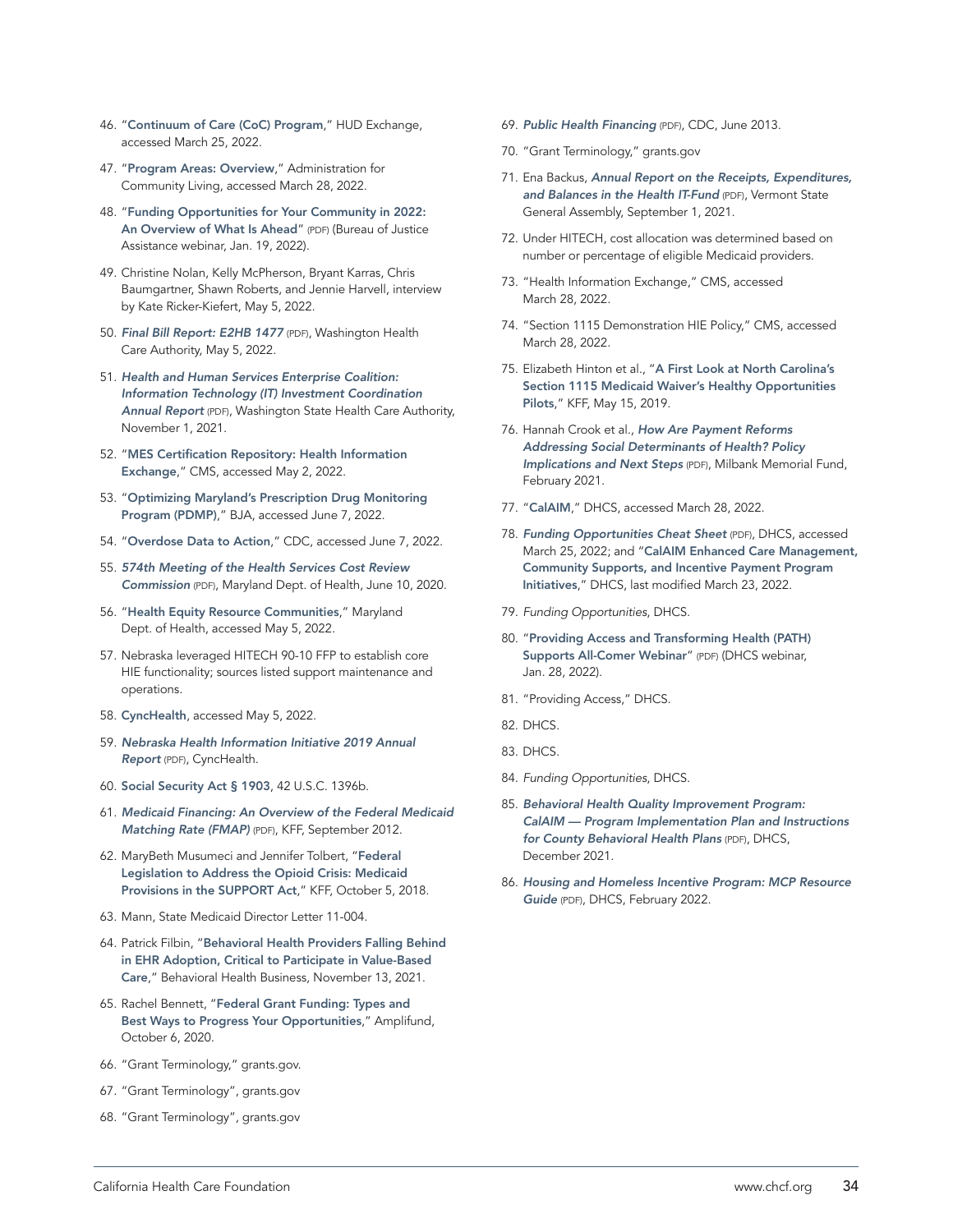46. "**Continuum of Care (CoC) Program**," HUD Exchange, accessed March 25, 2022.

47. "**Program Areas: Overview**," Administration for Community Living, accessed March 28, 2022.

48. "**Funding Opportunities for Your Community in 2022: An Overview of What Is Ahead**" (PDF) (Bureau of Justice Assistance webinar, Jan. 19, 2022).

49. Christine Nolan, Kelly McPherson, Bryant Karras, Chris Baumgartner, Shawn Roberts, and Jennie Harvell, interview by Kate Ricker-Kiefert, May 5, 2022.

50. ***Final Bill Report: E2HB 1477*** (PDF), Washington Health Care Authority, May 5, 2022.

51. ***Health and Human Services Enterprise Coalition: Information Technology (IT) Investment Coordination Annual Report*** (PDF), Washington State Health Care Authority, November 1, 2021.

52. "**MES Certification Repository: Health Information Exchange**," CMS, accessed May 2, 2022.

53. "**Optimizing Maryland's Prescription Drug Monitoring Program (PDMP)**," BJA, accessed June 7, 2022.

54. "**Overdose Data to Action**," CDC, accessed June 7, 2022.

55. ***574th Meeting of the Health Services Cost Review Commission*** (PDF), Maryland Dept. of Health, June 10, 2020.

56. "**Health Equity Resource Communities**," Maryland Dept. of Health, accessed May 5, 2022.

57. Nebraska leveraged HITECH 90-10 FFP to establish core HIE functionality; sources listed support maintenance and operations.

58. **CyncHealth**, accessed May 5, 2022.

59. ***Nebraska Health Information Initiative 2019 Annual Report*** (PDF), CyncHealth.

60. **Social Security Act § 1903**, 42 U.S.C. 1396b.

61. ***Medicaid Financing: An Overview of the Federal Medicaid Matching Rate (FMAP)*** (PDF), KFF, September 2012.

62. MaryBeth Musumeci and Jennifer Tolbert, "**Federal Legislation to Address the Opioid Crisis: Medicaid Provisions in the SUPPORT Act**," KFF, October 5, 2018.

63. Mann, State Medicaid Director Letter 11-004.

64. Patrick Filbin, "**Behavioral Health Providers Falling Behind in EHR Adoption, Critical to Participate in Value-Based Care**," Behavioral Health Business, November 13, 2021.

65. Rachel Bennett, "**Federal Grant Funding: Types and Best Ways to Progress Your Opportunities**," Amplifund, October 6, 2020.

66. "Grant Terminology," grants.gov.

67. "Grant Terminology", grants.gov

68. "Grant Terminology", grants.gov

69. ***Public Health Financing*** (PDF), CDC, June 2013.

70. "Grant Terminology," grants.gov

71. Ena Backus, ***Annual Report on the Receipts, Expenditures, and Balances in the Health IT-Fund*** (PDF), Vermont State General Assembly, September 1, 2021.

72. Under HITECH, cost allocation was determined based on number or percentage of eligible Medicaid providers.

73. "Health Information Exchange," CMS, accessed March 28, 2022.

74. "Section 1115 Demonstration HIE Policy," CMS, accessed March 28, 2022.

75. Elizabeth Hinton et al., "**A First Look at North Carolina's Section 1115 Medicaid Waiver's Healthy Opportunities Pilots**," KFF, May 15, 2019.

76. Hannah Crook et al., ***How Are Payment Reforms Addressing Social Determinants of Health? Policy Implications and Next Steps*** (PDF), Milbank Memorial Fund, February 2021.

77. "**CalAIM**," DHCS, accessed March 28, 2022.

78. ***Funding Opportunities Cheat Sheet*** (PDF), DHCS, accessed March 25, 2022; and "**CalAIM Enhanced Care Management, Community Supports, and Incentive Payment Program Initiatives**," DHCS, last modified March 23, 2022.

79. *Funding Opportunities*, DHCS.

80. "**Providing Access and Transforming Health (PATH) Supports All-Comer Webinar**" (PDF) (DHCS webinar, Jan. 28, 2022).

81. "Providing Access," DHCS.

82. DHCS.

83. DHCS.

84. *Funding Opportunities*, DHCS.

85. ***Behavioral Health Quality Improvement Program: CalAIM — Program Implementation Plan and Instructions for County Behavioral Health Plans*** (PDF), DHCS, December 2021.

86. ***Housing and Homeless Incentive Program: MCP Resource Guide*** (PDF), DHCS, February 2022.